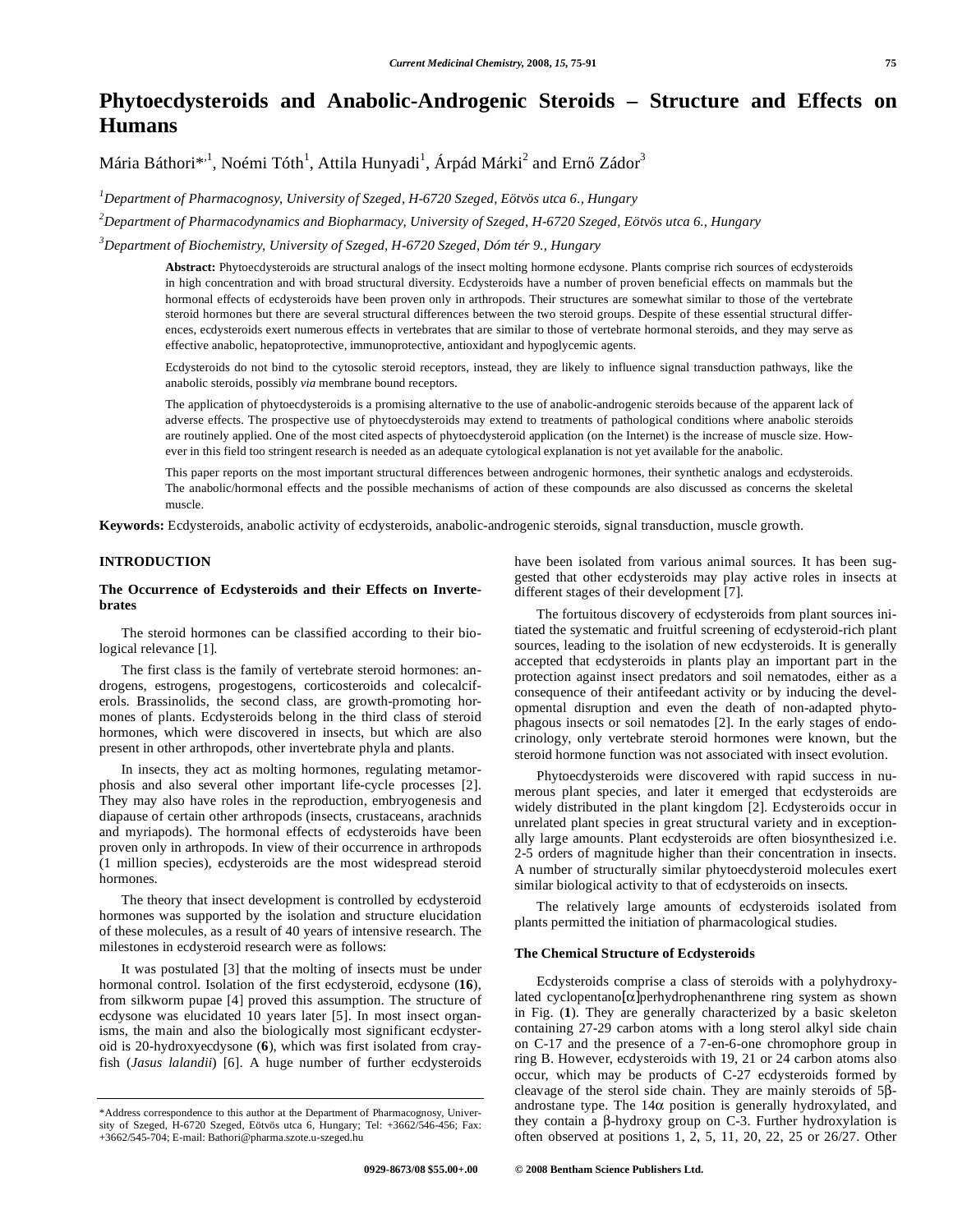# Phytoecdysteroids and Anabolic-Androgenic Steroids – Structure and Effects on Humans

Mária Báthori*[,1], Noémi Tóth[1], Attila Hunyadi[1], Árpád Márki[2] and Ernő Zádor[3]

[1]*Department of Pharmacognosy, University of Szeged, H-6720 Szeged, Eötvös utca 6., Hungary*

[2]*Department of Pharmacodynamics and Biopharmacy, University of Szeged, H-6720 Szeged, Eötvös utca 6., Hungary*

[3]*Department of Biochemistry, University of Szeged, H-6720 Szeged, Dóm tér 9., Hungary*

**Abstract:** Phytoecdysteroids are structural analogs of the insect molting hormone ecdysone. Plants comprise rich sources of ecdysteroids in high concentration and with broad structural diversity. Ecdysteroids have a number of proven beneficial effects on mammals but the hormonal effects of ecdysteroids have been proven only in arthropods. Their structures are somewhat similar to those of the vertebrate steroid hormones but there are several structural differences between the two steroid groups. Despite of these essential structural differences, ecdysteroids exert numerous effects in vertebrates that are similar to those of vertebrate hormonal steroids, and they may serve as effective anabolic, hepatoprotective, immunoprotective, antioxidant and hypoglycemic agents.

Ecdysteroids do not bind to the cytosolic steroid receptors, instead, they are likely to influence signal transduction pathways, like the anabolic steroids, possibly *via* membrane bound receptors.

The application of phytoecdysteroids is a promising alternative to the use of anabolic-androgenic steroids because of the apparent lack of adverse effects. The prospective use of phytoecdysteroids may extend to treatments of pathological conditions where anabolic steroids are routinely applied. One of the most cited aspects of phytoecdysteroid application (on the Internet) is the increase of muscle size. However in this field too stringent research is needed as an adequate cytological explanation is not yet available for the anabolic.

This paper reports on the most important structural differences between androgenic hormones, their synthetic analogs and ecdysteroids. The anabolic/hormonal effects and the possible mechanisms of action of these compounds are also discussed as concerns the skeletal muscle.

**Keywords:** Ecdysteroids, anabolic activity of ecdysteroids, anabolic-androgenic steroids, signal transduction, muscle growth.

## INTRODUCTION

### The Occurrence of Ecdysteroids and their Effects on Invertebrates

The steroid hormones can be classified according to their biological relevance [1].

The first class is the family of vertebrate steroid hormones: androgens, estrogens, progestogens, corticosteroids and colecalciferols. Brassinolids, the second class, are growth-promoting hormones of plants. Ecdysteroids belong in the third class of steroid hormones, which were discovered in insects, but which are also present in other arthropods, other invertebrate phyla and plants.

In insects, they act as molting hormones, regulating metamorphosis and also several other important life-cycle processes [2]. They may also have roles in the reproduction, embryogenesis and diapause of certain other arthropods (insects, crustaceans, arachnids and myriapods). The hormonal effects of ecdysteroids have been proven only in arthropods. In view of their occurrence in arthropods (1 million species), ecdysteroids are the most widespread steroid hormones.

The theory that insect development is controlled by ecdysteroid hormones was supported by the isolation and structure elucidation of these molecules, as a result of 40 years of intensive research. The milestones in ecdysteroid research were as follows:

It was postulated [3] that the molting of insects must be under hormonal control. Isolation of the first ecdysteroid, ecdysone (**16**), from silkworm pupae [4] proved this assumption. The structure of ecdysone was elucidated 10 years later [5]. In most insect organisms, the main and also the biologically most significant ecdysteroid is 20-hydroxyecdysone (**6**), which was first isolated from crayfish (*Jasus lalandii*) [6]. A huge number of further ecdysteroids have been isolated from various animal sources. It has been suggested that other ecdysteroids may play active roles in insects at different stages of their development [7].

The fortuitous discovery of ecdysteroids from plant sources initiated the systematic and fruitful screening of ecdysteroid-rich plant sources, leading to the isolation of new ecdysteroids. It is generally accepted that ecdysteroids in plants play an important part in the protection against insect predators and soil nematodes, either as a consequence of their antifeedant activity or by inducing the developmental disruption and even the death of non-adapted phytophagous insects or soil nematodes [2]. In the early stages of endocrinology, only vertebrate steroid hormones were known, but the steroid hormone function was not associated with insect evolution.

Phytoecdysteroids were discovered with rapid success in numerous plant species, and later it emerged that ecdysteroids are widely distributed in the plant kingdom [2]. Ecdysteroids occur in unrelated plant species in great structural variety and in exceptionally large amounts. Plant ecdysteroids are often biosynthesized i.e. 2-5 orders of magnitude higher than their concentration in insects. A number of structurally similar phytoecdysteroid molecules exert similar biological activity to that of ecdysteroids on insects.

The relatively large amounts of ecdysteroids isolated from plants permitted the initiation of pharmacological studies.

### The Chemical Structure of Ecdysteroids

Ecdysteroids comprise a class of steroids with a polyhydroxylated cyclopentano[$\alpha$]perhydrophenanthrene ring system as shown in Fig. (**1**). They are generally characterized by a basic skeleton containing 27-29 carbon atoms with a long sterol alkyl side chain on C-17 and the presence of a 7-en-6-one chromophore group in ring B. However, ecdysteroids with 19, 21 or 24 carbon atoms also occur, which may be products of C-27 ecdysteroids formed by cleavage of the sterol side chain. They are mainly steroids of 5$\beta$-androstane type. The 14$\alpha$ position is generally hydroxylated, and they contain a $\beta$-hydroxy group on C-3. Further hydroxylation is often observed at positions 1, 2, 5, 11, 20, 22, 25 or 26/27. Other

*Address correspondence to this author at the Department of Pharmacognosy, University of Szeged, H-6720 Szeged, Eötvös utca 6, Hungary; Tel: +3662/546-456; Fax: +3662/545-704; E-mail: Bathori@pharma.szote.u-szeged.hu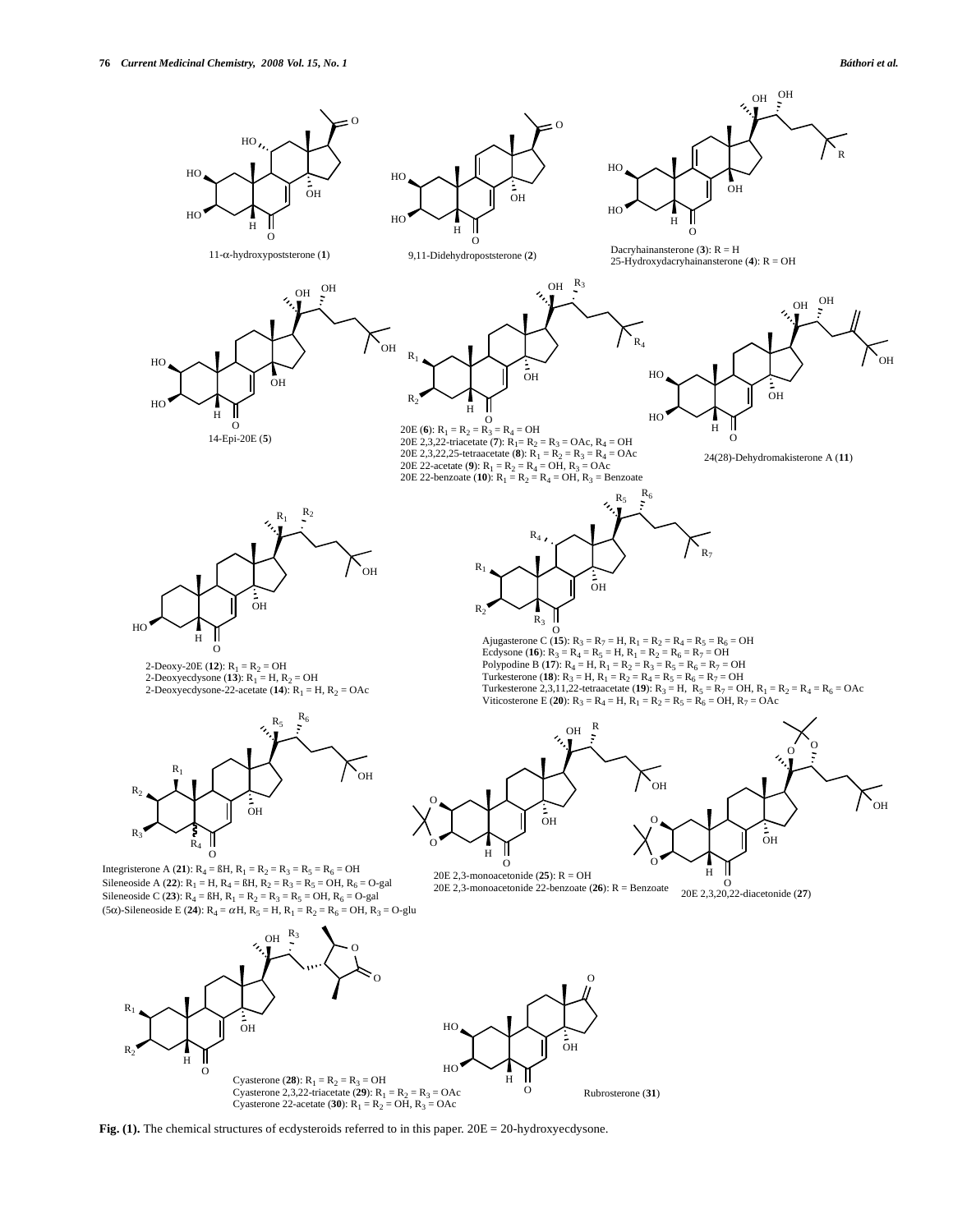11-α-hydroxypoststerone (**1**)

9,11-Didehydropoststerone (**2**)

Dacryhainansterone (**3**): R = H
25-Hydroxydacryhainansterone (**4**): R = OH

14-Epi-20E (**5**)

20E (**6**): $R_1 = R_2 = R_3 = R_4$ = OH
20E 2,3,22-triacetate (**7**): $R_1 = R_2 = R_3$ = OAc, $R_4$ = OH
20E 2,3,22,25-tetraacetate (**8**): $R_1 = R_2 = R_3 = R_4$ = OAc
20E 22-acetate (**9**): $R_1 = R_2 = R_4$ = OH, $R_3$ = OAc
20E 22-benzoate (**10**): $R_1 = R_2 = R_4$ = OH, $R_3$ = Benzoate

24(28)-Dehydromakisterone A (**11**)

2-Deoxy-20E (**12**): $R_1 = R_2$ = OH
2-Deoxyecdysone (**13**): $R_1$ = H, $R_2$ = OH
2-Deoxyecdysone-22-acetate (**14**): $R_1$ = H, $R_2$ = OAc

Ajugasterone C (**15**): $R_3 = R_7$ = H, $R_1 = R_2 = R_4 = R_5 = R_6$ = OH
Ecdysone (**16**): $R_3 = R_4 = R_5$ = H, $R_1 = R_2 = R_6 = R_7$ = OH
Polypodine B (**17**): $R_4$ = H, $R_1 = R_2 = R_3 = R_5 = R_6 = R_7$ = OH
Turkesterone (**18**): $R_3$ = H, $R_1 = R_2 = R_4 = R_5 = R_6 = R_7$ = OH
Turkesterone 2,3,11,22-tetraacetate (**19**): $R_3$ = H, $R_5 = R_7$ = OH, $R_1 = R_2 = R_4 = R_6$ = OAc
Viticosterone E (**20**): $R_3 = R_4$ = H, $R_1 = R_2 = R_5 = R_6$ = OH, $R_7$ = OAc

Integristerone A (**21**): $R_4$ = ßH, $R_1 = R_2 = R_3 = R_5 = R_6$ = OH
Sileneoside A (**22**): $R_1$ = H, $R_4$ = ßH, $R_2 = R_3 = R_5$ = OH, $R_6$ = O-gal
Sileneoside C (**23**): $R_4$ = ßH, $R_1 = R_2 = R_3 = R_5$ = OH, $R_6$ = O-gal
(5α)-Sileneoside E (**24**): $R_4$ = αH, $R_5$ = H, $R_1 = R_2 = R_6$ = OH, $R_3$ = O-glu

20E 2,3-monoacetonide (**25**): R = OH
20E 2,3-monoacetonide 22-benzoate (**26**): R = Benzoate

20E 2,3,20,22-diacetonide (**27**)

Cyasterone (**28**): $R_1 = R_2 = R_3$ = OH
Cyasterone 2,3,22-triacetate (**29**): $R_1 = R_2 = R_3$ = OAc
Cyasterone 22-acetate (**30**): $R_1 = R_2$ = OH, $R_3$ = OAc

Rubrosterone (**31**)

**Fig. (1).** The chemical structures of ecdysteroids referred to in this paper. 20E = 20-hydroxyecdysone.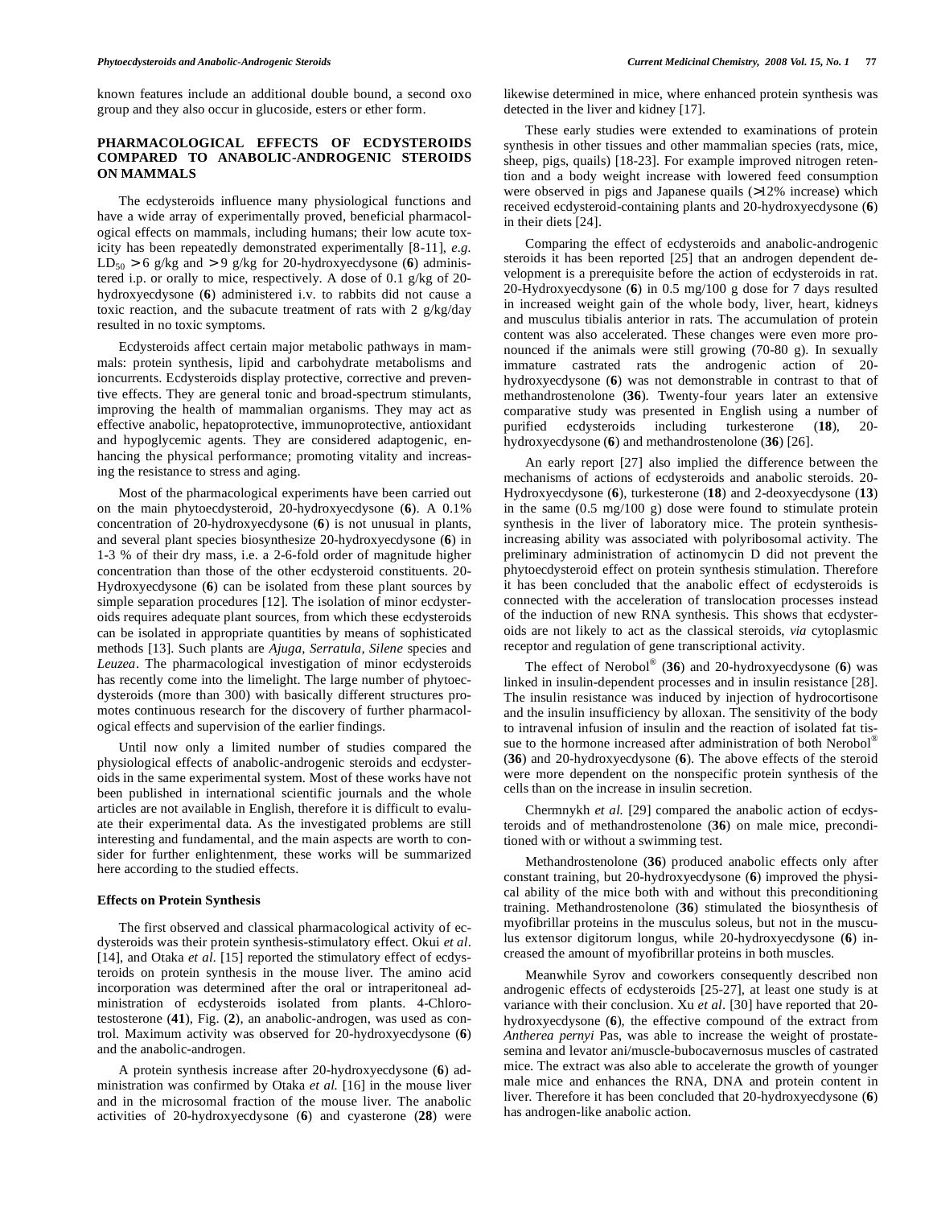known features include an additional double bound, a second oxo group and they also occur in glucoside, esters or ether form.

## PHARMACOLOGICAL EFFECTS OF ECDYSTEROIDS COMPARED TO ANABOLIC-ANDROGENIC STEROIDS ON MAMMALS

The ecdysteroids influence many physiological functions and have a wide array of experimentally proved, beneficial pharmacological effects on mammals, including humans; their low acute toxicity has been repeatedly demonstrated experimentally [8-11], *e.g.* $LD_{50} > 6$ g/kg and $> 9$ g/kg for 20-hydroxyecdysone (**6**) administered i.p. or orally to mice, respectively. A dose of 0.1 g/kg of 20-hydroxyecdysone (**6**) administered i.v. to rabbits did not cause a toxic reaction, and the subacute treatment of rats with 2 g/kg/day resulted in no toxic symptoms.

Ecdysteroids affect certain major metabolic pathways in mammals: protein synthesis, lipid and carbohydrate metabolisms and ioncurrents. Ecdysteroids display protective, corrective and preventive effects. They are general tonic and broad-spectrum stimulants, improving the health of mammalian organisms. They may act as effective anabolic, hepatoprotective, immunoprotective, antioxidant and hypoglycemic agents. They are considered adaptogenic, enhancing the physical performance; promoting vitality and increasing the resistance to stress and aging.

Most of the pharmacological experiments have been carried out on the main phytoecdysteroid, 20-hydroxyecdysone (**6**). A 0.1% concentration of 20-hydroxyecdysone (**6**) is not unusual in plants, and several plant species biosynthesize 20-hydroxyecdysone (**6**) in 1-3 % of their dry mass, i.e. a 2-6-fold order of magnitude higher concentration than those of the other ecdysteroid constituents. 20-Hydroxyecdysone (**6**) can be isolated from these plant sources by simple separation procedures [12]. The isolation of minor ecdysteroids requires adequate plant sources, from which these ecdysteroids can be isolated in appropriate quantities by means of sophisticated methods [13]. Such plants are *Ajuga*, *Serratula*, *Silene* species and *Leuzea*. The pharmacological investigation of minor ecdysteroids has recently come into the limelight. The large number of phytoecdysteroids (more than 300) with basically different structures promotes continuous research for the discovery of further pharmacological effects and supervision of the earlier findings.

Until now only a limited number of studies compared the physiological effects of anabolic-androgenic steroids and ecdysteroids in the same experimental system. Most of these works have not been published in international scientific journals and the whole articles are not available in English, therefore it is difficult to evaluate their experimental data. As the investigated problems are still interesting and fundamental, and the main aspects are worth to consider for further enlightenment, these works will be summarized here according to the studied effects.

### Effects on Protein Synthesis

The first observed and classical pharmacological activity of ecdysteroids was their protein synthesis-stimulatory effect. Okui *et al*. [14], and Otaka *et al*. [15] reported the stimulatory effect of ecdysteroids on protein synthesis in the mouse liver. The amino acid incorporation was determined after the oral or intraperitoneal administration of ecdysteroids isolated from plants. 4-Chlorotestosterone (**41**), Fig. (**2**), an anabolic-androgen, was used as control. Maximum activity was observed for 20-hydroxyecdysone (**6**) and the anabolic-androgen.

A protein synthesis increase after 20-hydroxyecdysone (**6**) administration was confirmed by Otaka *et al.* [16] in the mouse liver and in the microsomal fraction of the mouse liver. The anabolic activities of 20-hydroxyecdysone (**6**) and cyasterone (**28**) were likewise determined in mice, where enhanced protein synthesis was detected in the liver and kidney [17].

These early studies were extended to examinations of protein synthesis in other tissues and other mammalian species (rats, mice, sheep, pigs, quails) [18-23]. For example improved nitrogen retention and a body weight increase with lowered feed consumption were observed in pigs and Japanese quails (>12% increase) which received ecdysteroid-containing plants and 20-hydroxyecdysone (**6**) in their diets [24].

Comparing the effect of ecdysteroids and anabolic-androgenic steroids it has been reported [25] that an androgen dependent development is a prerequisite before the action of ecdysteroids in rat. 20-Hydroxyecdysone (**6**) in 0.5 mg/100 g dose for 7 days resulted in increased weight gain of the whole body, liver, heart, kidneys and musculus tibialis anterior in rats. The accumulation of protein content was also accelerated. These changes were even more pronounced if the animals were still growing (70-80 g). In sexually immature castrated rats the androgenic action of 20-hydroxyecdysone (**6**) was not demonstrable in contrast to that of methandrostenolone (**36**). Twenty-four years later an extensive comparative study was presented in English using a number of purified ecdysteroids including turkesterone (**18**), 20-hydroxyecdysone (**6**) and methandrostenolone (**36**) [26].

An early report [27] also implied the difference between the mechanisms of actions of ecdysteroids and anabolic steroids. 20-Hydroxyecdysone (**6**), turkesterone (**18**) and 2-deoxyecdysone (**13**) in the same (0.5 mg/100 g) dose were found to stimulate protein synthesis in the liver of laboratory mice. The protein synthesis-increasing ability was associated with polyribosomal activity. The preliminary administration of actinomycin D did not prevent the phytoecdysteroid effect on protein synthesis stimulation. Therefore it has been concluded that the anabolic effect of ecdysteroids is connected with the acceleration of translocation processes instead of the induction of new RNA synthesis. This shows that ecdysteroids are not likely to act as the classical steroids, *via* cytoplasmic receptor and regulation of gene transcriptional activity.

The effect of Nerobol® (**36**) and 20-hydroxyecdysone (**6**) was linked in insulin-dependent processes and in insulin resistance [28]. The insulin resistance was induced by injection of hydrocortisone and the insulin insufficiency by alloxan. The sensitivity of the body to intravenal infusion of insulin and the reaction of isolated fat tissue to the hormone increased after administration of both Nerobol® (**36**) and 20-hydroxyecdysone (**6**). The above effects of the steroid were more dependent on the nonspecific protein synthesis of the cells than on the increase in insulin secretion.

Chermnykh *et al.* [29] compared the anabolic action of ecdysteroids and of methandrostenolone (**36**) on male mice, preconditioned with or without a swimming test.

Methandrostenolone (**36**) produced anabolic effects only after constant training, but 20-hydroxyecdysone (**6**) improved the physical ability of the mice both with and without this preconditioning training. Methandrostenolone (**36**) stimulated the biosynthesis of myofibrillar proteins in the musculus soleus, but not in the musculus extensor digitorum longus, while 20-hydroxyecdysone (**6**) increased the amount of myofibrillar proteins in both muscles.

Meanwhile Syrov and coworkers consequently described non androgenic effects of ecdysteroids [25-27], at least one study is at variance with their conclusion. Xu *et al*. [30] have reported that 20-hydroxyecdysone (**6**), the effective compound of the extract from *Antherea pernyi* Pas, was able to increase the weight of prostate-semina and levator ani/muscle-bubocavernosus muscles of castrated mice. The extract was also able to accelerate the growth of younger male mice and enhances the RNA, DNA and protein content in liver. Therefore it has been concluded that 20-hydroxyecdysone (**6**) has androgen-like anabolic action.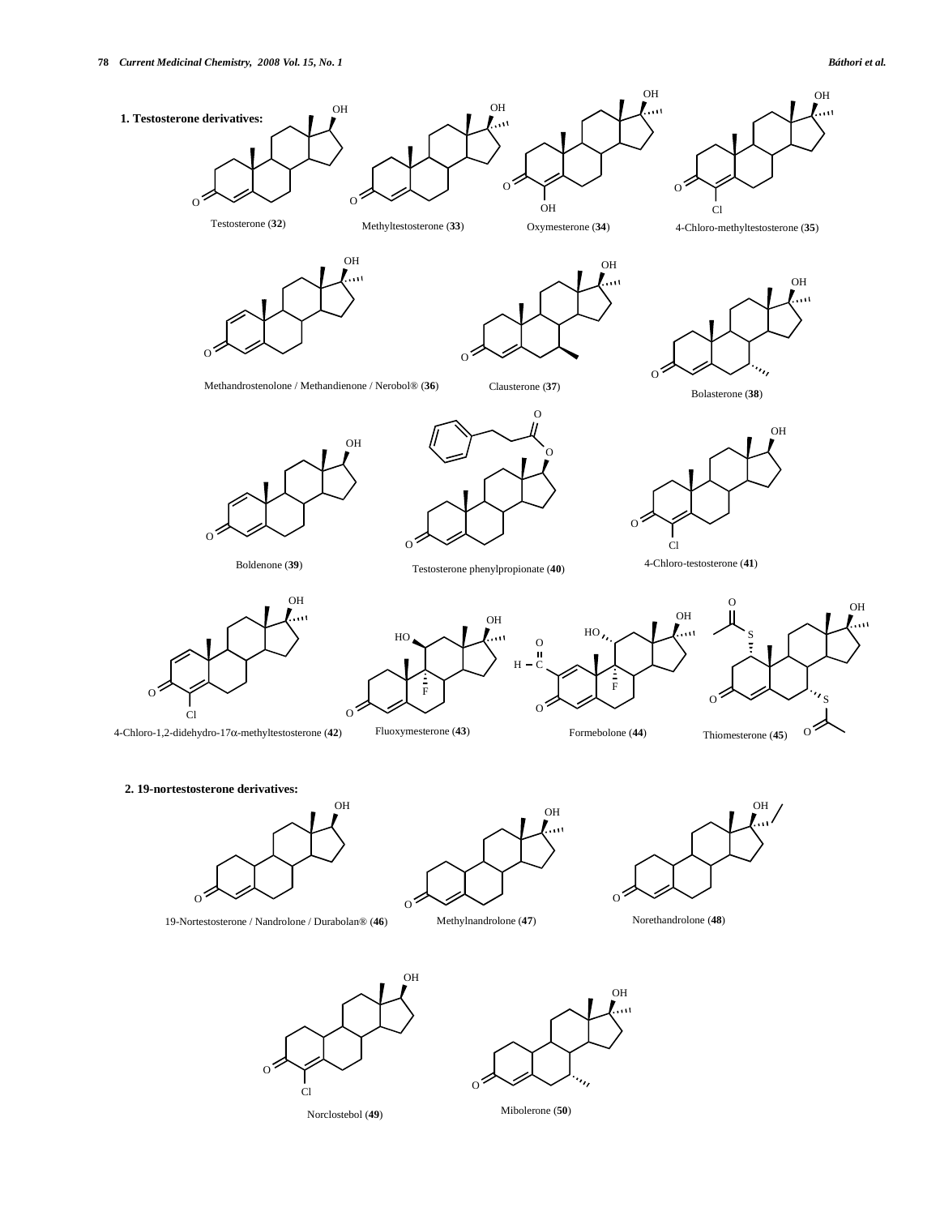**1. Testosterone derivatives:**

Testosterone (**32**)

Methyltestosterone (**33**)

Oxymesterone (**34**)

4-Chloro-methyltestosterone (**35**)

Methandrostenolone / Methandienone / Nerobol® (**36**)

Clausterone (**37**)

Bolasterone (**38**)

Boldenone (**39**)

Testosterone phenylpropionate (**40**)

4-Chloro-testosterone (**41**)

4-Chloro-1,2-didehydro-17α-methyltestosterone (**42**)

Fluoxymesterone (**43**)

Formebolone (**44**)

Thiomesterone (**45**)

**2. 19-nortestosterone derivatives:**

19-Nortestosterone / Nandrolone / Durabolan® (**46**)

Methylnandrolone (**47**)

Norethandrolone (**48**)

Norclostebol (**49**)

Mibolerone (**50**)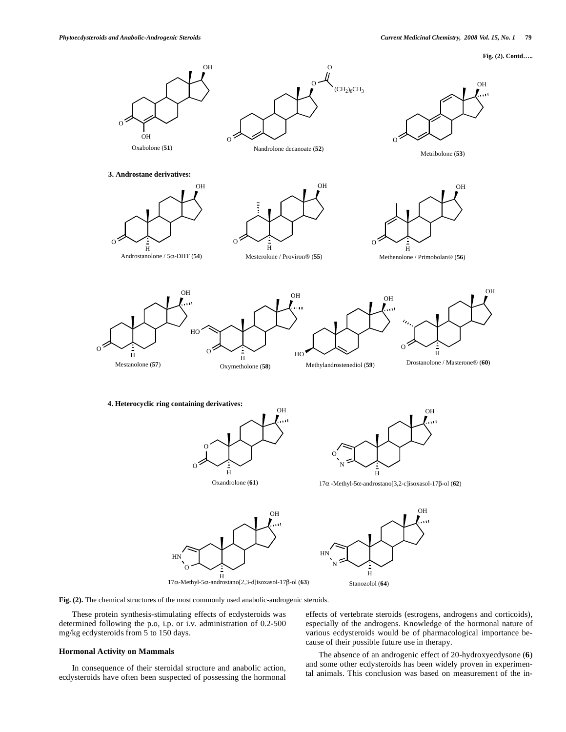Fig. (2). Contd…..

Oxabolone (**51**)

Nandrolone decanoate (**52**)

Metribolone (**53**)

**3. Androstane derivatives:**

Androstanolone / 5α-DHT (**54**)

Mesterolone / Proviron® (**55**)

Methenolone / Primobolan® (**56**)

Mestanolone (**57**)

Oxymetholone (**58**)

Methylandrostenediol (**59**)

Drostanolone / Masterone® (**60**)

**4. Heterocyclic ring containing derivatives:**

Oxandrolone (**61**)

17α -Methyl-5α-androstano[3,2-c]isoxasol-17β-ol (**62**)

17α-Methyl-5α-androstano[2,3-d]isoxasol-17β-ol (**63**)

Stanozolol (**64**)

**Fig. (2).** The chemical structures of the most commonly used anabolic-androgenic steroids.

These protein synthesis-stimulating effects of ecdysteroids was determined following the p.o, i.p. or i.v. administration of 0.2-500 mg/kg ecdysteroids from 5 to 150 days.

### Hormonal Activity on Mammals

In consequence of their steroidal structure and anabolic action, ecdysteroids have often been suspected of possessing the hormonal effects of vertebrate steroids (estrogens, androgens and corticoids), especially of the androgens. Knowledge of the hormonal nature of various ecdysteroids would be of pharmacological importance because of their possible future use in therapy.

The absence of an androgenic effect of 20-hydroxyecdysone (**6**) and some other ecdysteroids has been widely proven in experimental animals. This conclusion was based on measurement of the in-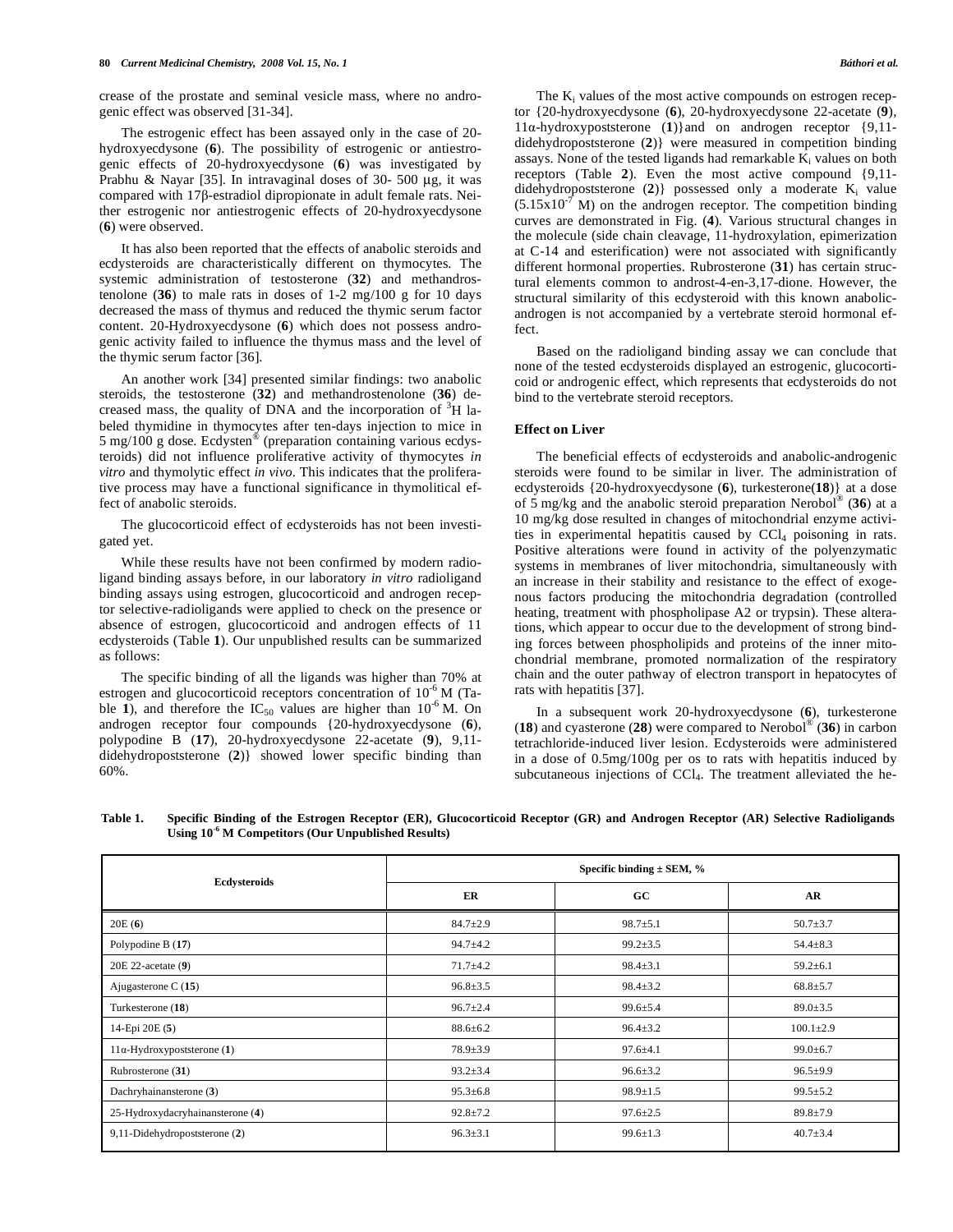crease of the prostate and seminal vesicle mass, where no androgenic effect was observed [31-34].

The estrogenic effect has been assayed only in the case of 20-hydroxyecdysone (**6**). The possibility of estrogenic or antiestrogenic effects of 20-hydroxyecdysone (**6**) was investigated by Prabhu & Nayar [35]. In intravaginal doses of 30- 500 µg, it was compared with 17β-estradiol dipropionate in adult female rats. Neither estrogenic nor antiestrogenic effects of 20-hydroxyecdysone (**6**) were observed.

It has also been reported that the effects of anabolic steroids and ecdysteroids are characteristically different on thymocytes. The systemic administration of testosterone (**32**) and methandrostenolone (**36**) to male rats in doses of 1-2 mg/100 g for 10 days decreased the mass of thymus and reduced the thymic serum factor content. 20-Hydroxyecdysone (**6**) which does not possess androgenic activity failed to influence the thymus mass and the level of the thymic serum factor [36].

An another work [34] presented similar findings: two anabolic steroids, the testosterone (**32**) and methandrostenolone (**36**) decreased mass, the quality of DNA and the incorporation of $^{3}H$ labeled thymidine in thymocytes after ten-days injection to mice in 5 mg/100 g dose. Ecdysten® (preparation containing various ecdysteroids) did not influence proliferative activity of thymocytes *in vitro* and thymolytic effect *in vivo*. This indicates that the proliferative process may have a functional significance in thymolitical effect of anabolic steroids.

The glucocorticoid effect of ecdysteroids has not been investigated yet.

While these results have not been confirmed by modern radioligand binding assays before, in our laboratory *in vitro* radioligand binding assays using estrogen, glucocorticoid and androgen receptor selective-radioligands were applied to check on the presence or absence of estrogen, glucocorticoid and androgen effects of 11 ecdysteroids (Table **1**). Our unpublished results can be summarized as follows:

The specific binding of all the ligands was higher than 70% at estrogen and glucocorticoid receptors concentration of $10^{-6}$ M (Table **1**), and therefore the $IC_{50}$ values are higher than $10^{-6}$ M. On androgen receptor four compounds {20-hydroxyecdysone (**6**), polypodine B (**17**), 20-hydroxyecdysone 22-acetate (**9**), 9,11-didehydropoststerone (**2**)} showed lower specific binding than 60%.

The $K_i$ values of the most active compounds on estrogen receptor {20-hydroxyecdysone (**6**), 20-hydroxyecdysone 22-acetate (**9**), 11α-hydroxypoststerone (**1**)}and on androgen receptor {9,11-didehydropoststerone (**2**)} were measured in competition binding assays. None of the tested ligands had remarkable $K_i$ values on both receptors (Table **2**). Even the most active compound {9,11-didehydropoststerone (**2**)} possessed only a moderate $K_i$ value ($5.15 \times 10^{-7}$ M) on the androgen receptor. The competition binding curves are demonstrated in Fig. (**4**). Various structural changes in the molecule (side chain cleavage, 11-hydroxylation, epimerization at C-14 and esterification) were not associated with significantly different hormonal properties. Rubrosterone (**31**) has certain structural elements common to androst-4-en-3,17-dione. However, the structural similarity of this ecdysteroid with this known anabolic-androgen is not accompanied by a vertebrate steroid hormonal effect.

Based on the radioligand binding assay we can conclude that none of the tested ecdysteroids displayed an estrogenic, glucocorticoid or androgenic effect, which represents that ecdysteroids do not bind to the vertebrate steroid receptors.

### Effect on Liver

The beneficial effects of ecdysteroids and anabolic-androgenic steroids were found to be similar in liver. The administration of ecdysteroids {20-hydroxyecdysone (**6**), turkesterone(**18**)} at a dose of 5 mg/kg and the anabolic steroid preparation Nerobol® (**36**) at a 10 mg/kg dose resulted in changes of mitochondrial enzyme activities in experimental hepatitis caused by $CCl_4$ poisoning in rats. Positive alterations were found in activity of the polyenzymatic systems in membranes of liver mitochondria, simultaneously with an increase in their stability and resistance to the effect of exogenous factors producing the mitochondria degradation (controlled heating, treatment with phospholipase A2 or trypsin). These alterations, which appear to occur due to the development of strong binding forces between phospholipids and proteins of the inner mitochondrial membrane, promoted normalization of the respiratory chain and the outer pathway of electron transport in hepatocytes of rats with hepatitis [37].

In a subsequent work 20-hydroxyecdysone (**6**), turkesterone (**18**) and cyasterone (**28**) were compared to Nerobol® (**36**) in carbon tetrachloride-induced liver lesion. Ecdysteroids were administered in a dose of 0.5mg/100g per os to rats with hepatitis induced by subcutaneous injections of $CCl_4$. The treatment alleviated the he-

**Table 1. Specific Binding of the Estrogen Receptor (ER), Glucocorticoid Receptor (GR) and Androgen Receptor (AR) Selective Radioligands Using $10^{-6}$ M Competitors (Our Unpublished Results)**

| Ecdysteroids | Specific binding ± SEM, % | | |
|---|---|---|---|
| | ER | GC | AR |
| 20E (**6**) | 84.7±2.9 | 98.7±5.1 | 50.7±3.7 |
| Polypodine B (**17**) | 94.7±4.2 | 99.2±3.5 | 54.4±8.3 |
| 20E 22-acetate (**9**) | 71.7±4.2 | 98.4±3.1 | 59.2±6.1 |
| Ajugasterone C (**15**) | 96.8±3.5 | 98.4±3.2 | 68.8±5.7 |
| Turkesterone (**18**) | 96.7±2.4 | 99.6±5.4 | 89.0±3.5 |
| 14-Epi 20E (**5**) | 88.6±6.2 | 96.4±3.2 | 100.1±2.9 |
| 11α-Hydroxypoststerone (**1**) | 78.9±3.9 | 97.6±4.1 | 99.0±6.7 |
| Rubrosterone (**31**) | 93.2±3.4 | 96.6±3.2 | 96.5±9.9 |
| Dachryhainansterone (**3**) | 95.3±6.8 | 98.9±1.5 | 99.5±5.2 |
| 25-Hydroxydacryhainansterone (**4**) | 92.8±7.2 | 97.6±2.5 | 89.8±7.9 |
| 9,11-Didehydropoststerone (**2**) | 96.3±3.1 | 99.6±1.3 | 40.7±3.4 |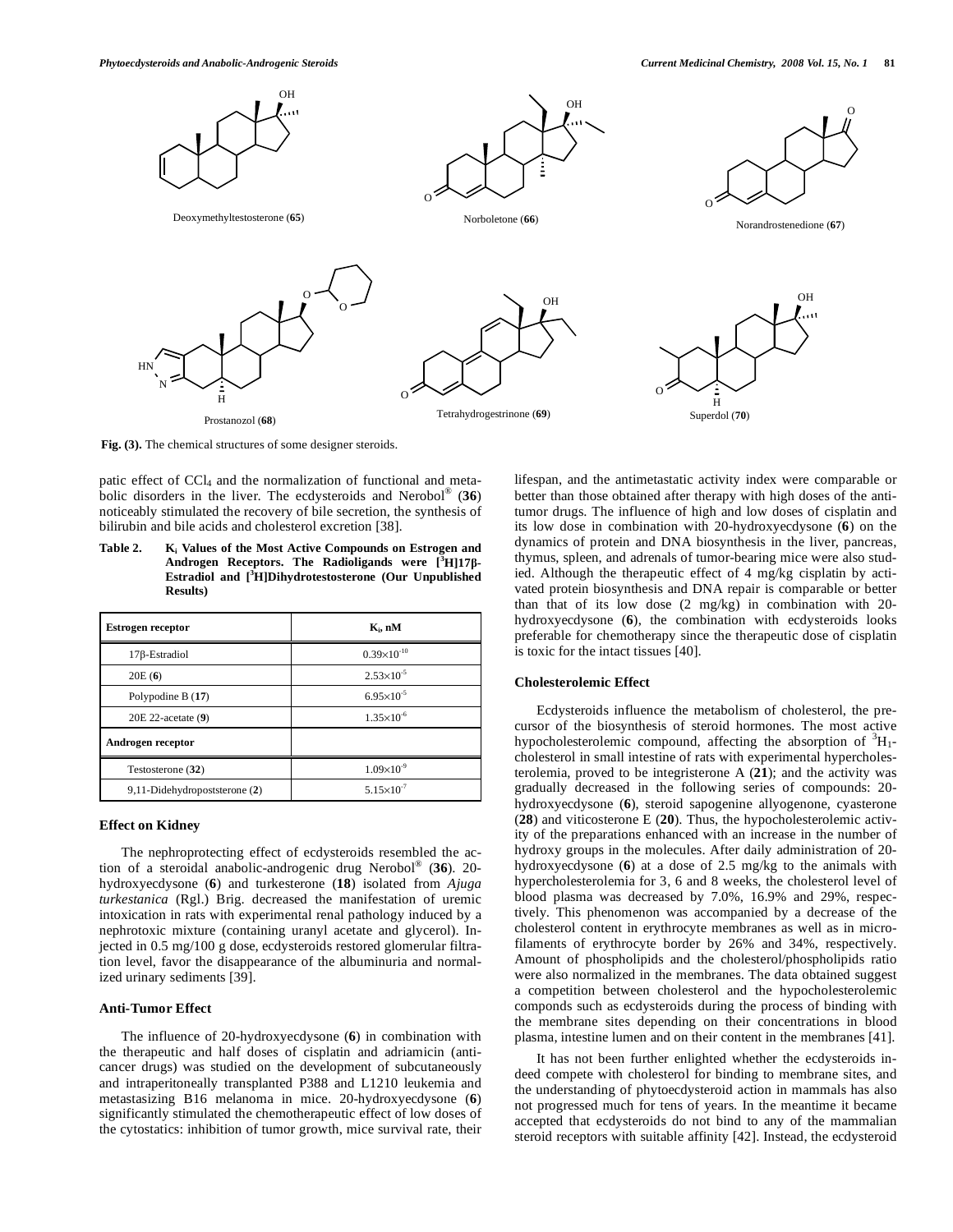Deoxymethyltestosterone (**65**)

Norboletone (**66**)

Norandrostenedione (**67**)

Prostanozol (**68**)

Tetrahydrogestrinone (**69**)

Superdol (**70**)

**Fig. (3).** The chemical structures of some designer steroids.

patic effect of $CCl_4$ and the normalization of functional and metabolic disorders in the liver. The ecdysteroids and Nerobol® (**36**) noticeably stimulated the recovery of bile secretion, the synthesis of bilirubin and bile acids and cholesterol excretion [38].

**Table 2. $K_i$ Values of the Most Active Compounds on Estrogen and Androgen Receptors. The Radioligands were [$^3$H]17β-Estradiol and [$^3$H]Dihydrotestosterone (Our Unpublished Results)**

| Estrogen receptor | $K_i$, nM |
|---|---|
| 17β-Estradiol | $0.39\times10^{-10}$ |
| 20E (**6**) | $2.53\times10^{-5}$ |
| Polypodine B (**17**) | $6.95\times10^{-5}$ |
| 20E 22-acetate (**9**) | $1.35\times10^{-6}$ |
| **Androgen receptor** | |
| Testosterone (**32**) | $1.09\times10^{-9}$ |
| 9,11-Didehydropoststerone (**2**) | $5.15\times10^{-7}$ |

### Effect on Kidney

The nephroprotecting effect of ecdysteroids resembled the action of a steroidal anabolic-androgenic drug Nerobol® (**36**). 20-hydroxyecdysone (**6**) and turkesterone (**18**) isolated from *Ajuga turkestanica* (Rgl.) Brig. decreased the manifestation of uremic intoxication in rats with experimental renal pathology induced by a nephrotoxic mixture (containing uranyl acetate and glycerol). Injected in 0.5 mg/100 g dose, ecdysteroids restored glomerular filtration level, favor the disappearance of the albuminuria and normalized urinary sediments [39].

### Anti-Tumor Effect

The influence of 20-hydroxyecdysone (**6**) in combination with the therapeutic and half doses of cisplatin and adriamicin (anticancer drugs) was studied on the development of subcutaneously and intraperitoneally transplanted P388 and L1210 leukemia and metastasizing B16 melanoma in mice. 20-hydroxyecdysone (**6**) significantly stimulated the chemotherapeutic effect of low doses of the cytostatics: inhibition of tumor growth, mice survival rate, their lifespan, and the antimetastatic activity index were comparable or better than those obtained after therapy with high doses of the antitumor drugs. The influence of high and low doses of cisplatin and its low dose in combination with 20-hydroxyecdysone (**6**) on the dynamics of protein and DNA biosynthesis in the liver, pancreas, thymus, spleen, and adrenals of tumor-bearing mice were also studied. Although the therapeutic effect of 4 mg/kg cisplatin by activated protein biosynthesis and DNA repair is comparable or better than that of its low dose (2 mg/kg) in combination with 20-hydroxyecdysone (**6**), the combination with ecdysteroids looks preferable for chemotherapy since the therapeutic dose of cisplatin is toxic for the intact tissues [40].

### Cholesterolemic Effect

Ecdysteroids influence the metabolism of cholesterol, the precursor of the biosynthesis of steroid hormones. The most active hypocholesterolemic compound, affecting the absorption of $^3H_1$-cholesterol in small intestine of rats with experimental hypercholesterolemia, proved to be integristerone A (**21**); and the activity was gradually decreased in the following series of compounds: 20-hydroxyecdysone (**6**), steroid sapogenine allyogenone, cyasterone (**28**) and viticosterone E (**20**). Thus, the hypocholesterolemic activity of the preparations enhanced with an increase in the number of hydroxy groups in the molecules. After daily administration of 20-hydroxyecdysone (**6**) at a dose of 2.5 mg/kg to the animals with hypercholesterolemia for 3, 6 and 8 weeks, the cholesterol level of blood plasma was decreased by 7.0%, 16.9% and 29%, respectively. This phenomenon was accompanied by a decrease of the cholesterol content in erythrocyte membranes as well as in microfilaments of erythrocyte border by 26% and 34%, respectively. Amount of phospholipids and the cholesterol/phospholipids ratio were also normalized in the membranes. The data obtained suggest a competition between cholesterol and the hypocholesterolemic componds such as ecdysteroids during the process of binding with the membrane sites depending on their concentrations in blood plasma, intestine lumen and on their content in the membranes [41].

It has not been further enlighted whether the ecdysteroids indeed compete with cholesterol for binding to membrane sites, and the understanding of phytoecdysteroid action in mammals has also not progressed much for tens of years. In the meantime it became accepted that ecdysteroids do not bind to any of the mammalian steroid receptors with suitable affinity [42]. Instead, the ecdysteroid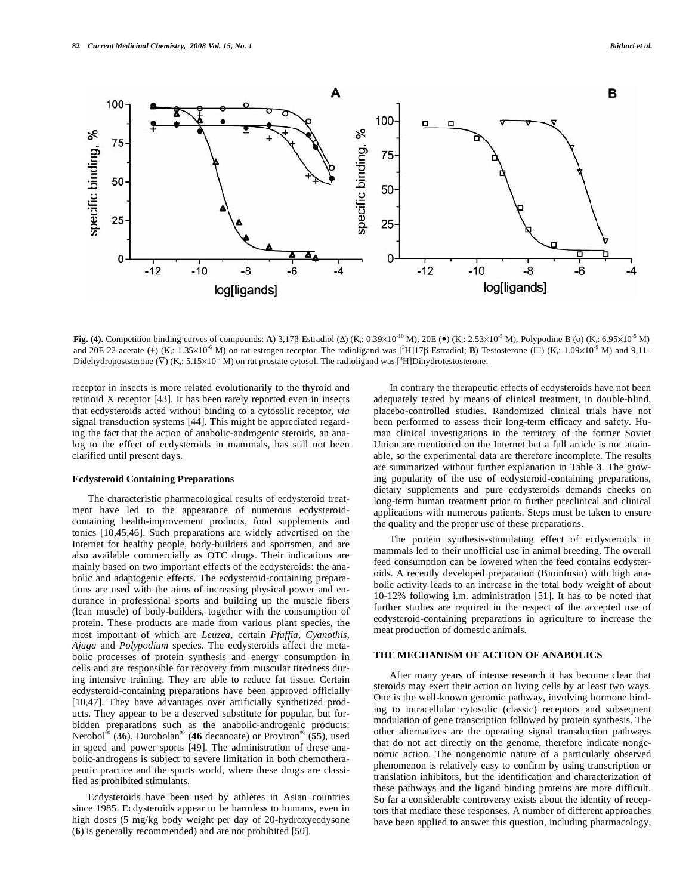**Fig. (4).** Competition binding curves of compounds: **A**) 3,17β-Estradiol (Δ) ($K_i$: $0.39\times10^{-10}$ M), 20E (•) ($K_i$: $2.53\times10^{-5}$ M), Polypodine B (o) ($K_i$: $6.95\times10^{-5}$ M) and 20E 22-acetate (+) ($K_i$: $1.35\times10^{-6}$ M) on rat estrogen receptor. The radioligand was [$^3$H]17β-Estradiol; **B**) Testosterone (□) ($K_i$: $1.09\times10^{-9}$ M) and 9,11-Didehydropoststerone (∇) ($K_i$: $5.15\times10^{-7}$ M) on rat prostate cytosol. The radioligand was [$^3$H]Dihydrotestosterone.

receptor in insects is more related evolutionarily to the thyroid and retinoid X receptor [43]. It has been rarely reported even in insects that ecdysteroids acted without binding to a cytosolic receptor, *via* signal transduction systems [44]. This might be appreciated regarding the fact that the action of anabolic-androgenic steroids, an analog to the effect of ecdysteroids in mammals, has still not been clarified until present days.

### Ecdysteroid Containing Preparations

The characteristic pharmacological results of ecdysteroid treatment have led to the appearance of numerous ecdysteroid-containing health-improvement products, food supplements and tonics [10,45,46]. Such preparations are widely advertised on the Internet for healthy people, body-builders and sportsmen, and are also available commercially as OTC drugs. Their indications are mainly based on two important effects of the ecdysteroids: the anabolic and adaptogenic effects. The ecdysteroid-containing preparations are used with the aims of increasing physical power and endurance in professional sports and building up the muscle fibers (lean muscle) of body-builders, together with the consumption of protein. These products are made from various plant species, the most important of which are *Leuzea*, certain *Pfaffia*, *Cyanothis*, *Ajuga* and *Polypodium* species. The ecdysteroids affect the metabolic processes of protein synthesis and energy consumption in cells and are responsible for recovery from muscular tiredness during intensive training. They are able to reduce fat tissue. Certain ecdysteroid-containing preparations have been approved officially [10,47]. They have advantages over artificially synthetized products. They appear to be a deserved substitute for popular, but forbidden preparations such as the anabolic-androgenic products: Nerobol® (**36**), Durobolan® (**46** decanoate) or Proviron® (**55**), used in speed and power sports [49]. The administration of these anabolic-androgens is subject to severe limitation in both chemotherapeutic practice and the sports world, where these drugs are classified as prohibited stimulants.

Ecdysteroids have been used by athletes in Asian countries since 1985. Ecdysteroids appear to be harmless to humans, even in high doses (5 mg/kg body weight per day of 20-hydroxyecdysone (**6**) is generally recommended) and are not prohibited [50].

In contrary the therapeutic effects of ecdysteroids have not been adequately tested by means of clinical treatment, in double-blind, placebo-controlled studies. Randomized clinical trials have not been performed to assess their long-term efficacy and safety. Human clinical investigations in the territory of the former Soviet Union are mentioned on the Internet but a full article is not attainable, so the experimental data are therefore incomplete. The results are summarized without further explanation in Table **3**. The growing popularity of the use of ecdysteroid-containing preparations, dietary supplements and pure ecdysteroids demands checks on long-term human treatment prior to further preclinical and clinical applications with numerous patients. Steps must be taken to ensure the quality and the proper use of these preparations.

The protein synthesis-stimulating effect of ecdysteroids in mammals led to their unofficial use in animal breeding. The overall feed consumption can be lowered when the feed contains ecdysteroids. A recently developed preparation (Bioinfusin) with high anabolic activity leads to an increase in the total body weight of about 10-12% following i.m. administration [51]. It has to be noted that further studies are required in the respect of the accepted use of ecdysteroid-containing preparations in agriculture to increase the meat production of domestic animals.

## THE MECHANISM OF ACTION OF ANABOLICS

After many years of intense research it has become clear that steroids may exert their action on living cells by at least two ways. One is the well-known genomic pathway, involving hormone binding to intracellular cytosolic (classic) receptors and subsequent modulation of gene transcription followed by protein synthesis. The other alternatives are the operating signal transduction pathways that do not act directly on the genome, therefore indicate nongenomic action. The nongenomic nature of a particularly observed phenomenon is relatively easy to confirm by using transcription or translation inhibitors, but the identification and characterization of these pathways and the ligand binding proteins are more difficult. So far a considerable controversy exists about the identity of receptors that mediate these responses. A number of different approaches have been applied to answer this question, including pharmacology,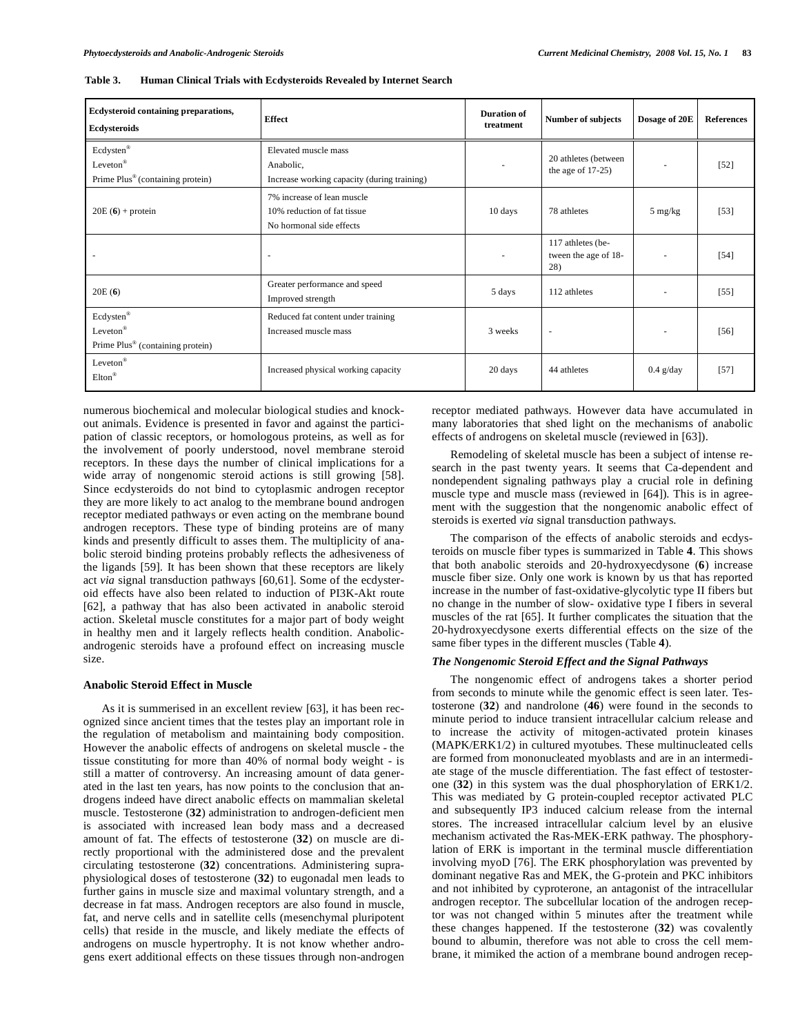**Table 3. Human Clinical Trials with Ecdysteroids Revealed by Internet Search**

| Ecdysteroid containing preparations, Ecdysteroids | Effect | Duration of treatment | Number of subjects | Dosage of 20E | References |
|---|---|---|---|---|---|
| Ecdysten®<br>Leveton®<br>Prime Plus® (containing protein) | Elevated muscle mass<br>Anabolic,<br>Increase working capacity (during training) | - | 20 athletes (between the age of 17-25) | - | [52] |
| 20E (**6**) + protein | 7% increase of lean muscle<br>10% reduction of fat tissue<br>No hormonal side effects | 10 days | 78 athletes | 5 mg/kg | [53] |
| - | - | - | 117 athletes (between the age of 18-28) | - | [54] |
| 20E (**6**) | Greater performance and speed<br>Improved strength | 5 days | 112 athletes | - | [55] |
| Ecdysten®<br>Leveton®<br>Prime Plus® (containing protein) | Reduced fat content under training<br>Increased muscle mass | 3 weeks | - | - | [56] |
| Leveton®<br>Elton® | Increased physical working capacity | 20 days | 44 athletes | 0.4 g/day | [57] |

numerous biochemical and molecular biological studies and knockout animals. Evidence is presented in favor and against the participation of classic receptors, or homologous proteins, as well as for the involvement of poorly understood, novel membrane steroid receptors. In these days the number of clinical implications for a wide array of nongenomic steroid actions is still growing [58]. Since ecdysteroids do not bind to cytoplasmic androgen receptor they are more likely to act analog to the membrane bound androgen receptor mediated pathways or even acting on the membrane bound androgen receptors. These type of binding proteins are of many kinds and presently difficult to asses them. The multiplicity of anabolic steroid binding proteins probably reflects the adhesiveness of the ligands [59]. It has been shown that these receptors are likely act *via* signal transduction pathways [60,61]. Some of the ecdysteroid effects have also been related to induction of PI3K-Akt route [62], a pathway that has also been activated in anabolic steroid action. Skeletal muscle constitutes for a major part of body weight in healthy men and it largely reflects health condition. Anabolic-androgenic steroids have a profound effect on increasing muscle size.

### Anabolic Steroid Effect in Muscle

As it is summerised in an excellent review [63], it has been recognized since ancient times that the testes play an important role in the regulation of metabolism and maintaining body composition. However the anabolic effects of androgens on skeletal muscle - the tissue constituting for more than 40% of normal body weight - is still a matter of controversy. An increasing amount of data generated in the last ten years, has now points to the conclusion that androgens indeed have direct anabolic effects on mammalian skeletal muscle. Testosterone (**32**) administration to androgen-deficient men is associated with increased lean body mass and a decreased amount of fat. The effects of testosterone (**32**) on muscle are directly proportional with the administered dose and the prevalent circulating testosterone (**32**) concentrations. Administering supraphysiological doses of testosterone (**32**) to eugonadal men leads to further gains in muscle size and maximal voluntary strength, and a decrease in fat mass. Androgen receptors are also found in muscle, fat, and nerve cells and in satellite cells (mesenchymal pluripotent cells) that reside in the muscle, and likely mediate the effects of androgens on muscle hypertrophy. It is not know whether androgens exert additional effects on these tissues through non-androgen receptor mediated pathways. However data have accumulated in many laboratories that shed light on the mechanisms of anabolic effects of androgens on skeletal muscle (reviewed in [63]).

Remodeling of skeletal muscle has been a subject of intense research in the past twenty years. It seems that Ca-dependent and nondependent signaling pathways play a crucial role in defining muscle type and muscle mass (reviewed in [64]). This is in agreement with the suggestion that the nongenomic anabolic effect of steroids is exerted *via* signal transduction pathways.

The comparison of the effects of anabolic steroids and ecdysteroids on muscle fiber types is summarized in Table **4**. This shows that both anabolic steroids and 20-hydroxyecdysone (**6**) increase muscle fiber size. Only one work is known by us that has reported increase in the number of fast-oxidative-glycolytic type II fibers but no change in the number of slow- oxidative type I fibers in several muscles of the rat [65]. It further complicates the situation that the 20-hydroxyecdysone exerts differential effects on the size of the same fiber types in the different muscles (Table **4**).

### *The Nongenomic Steroid Effect and the Signal Pathways*

The nongenomic effect of androgens takes a shorter period from seconds to minute while the genomic effect is seen later. Testosterone (**32**) and nandrolone (**46**) were found in the seconds to minute period to induce transient intracellular calcium release and to increase the activity of mitogen-activated protein kinases (MAPK/ERK1/2) in cultured myotubes. These multinucleated cells are formed from mononucleated myoblasts and are in an intermediate stage of the muscle differentiation. The fast effect of testosterone (**32**) in this system was the dual phosphorylation of ERK1/2. This was mediated by G protein-coupled receptor activated PLC and subsequently IP3 induced calcium release from the internal stores. The increased intracellular calcium level by an elusive mechanism activated the Ras-MEK-ERK pathway. The phosphorylation of ERK is important in the terminal muscle differentiation involving myoD [76]. The ERK phosphorylation was prevented by dominant negative Ras and MEK, the G-protein and PKC inhibitors and not inhibited by cyproterone, an antagonist of the intracellular androgen receptor. The subcellular location of the androgen receptor was not changed within 5 minutes after the treatment while these changes happened. If the testosterone (**32**) was covalently bound to albumin, therefore was not able to cross the cell membrane, it mimiked the action of a membrane bound androgen recep-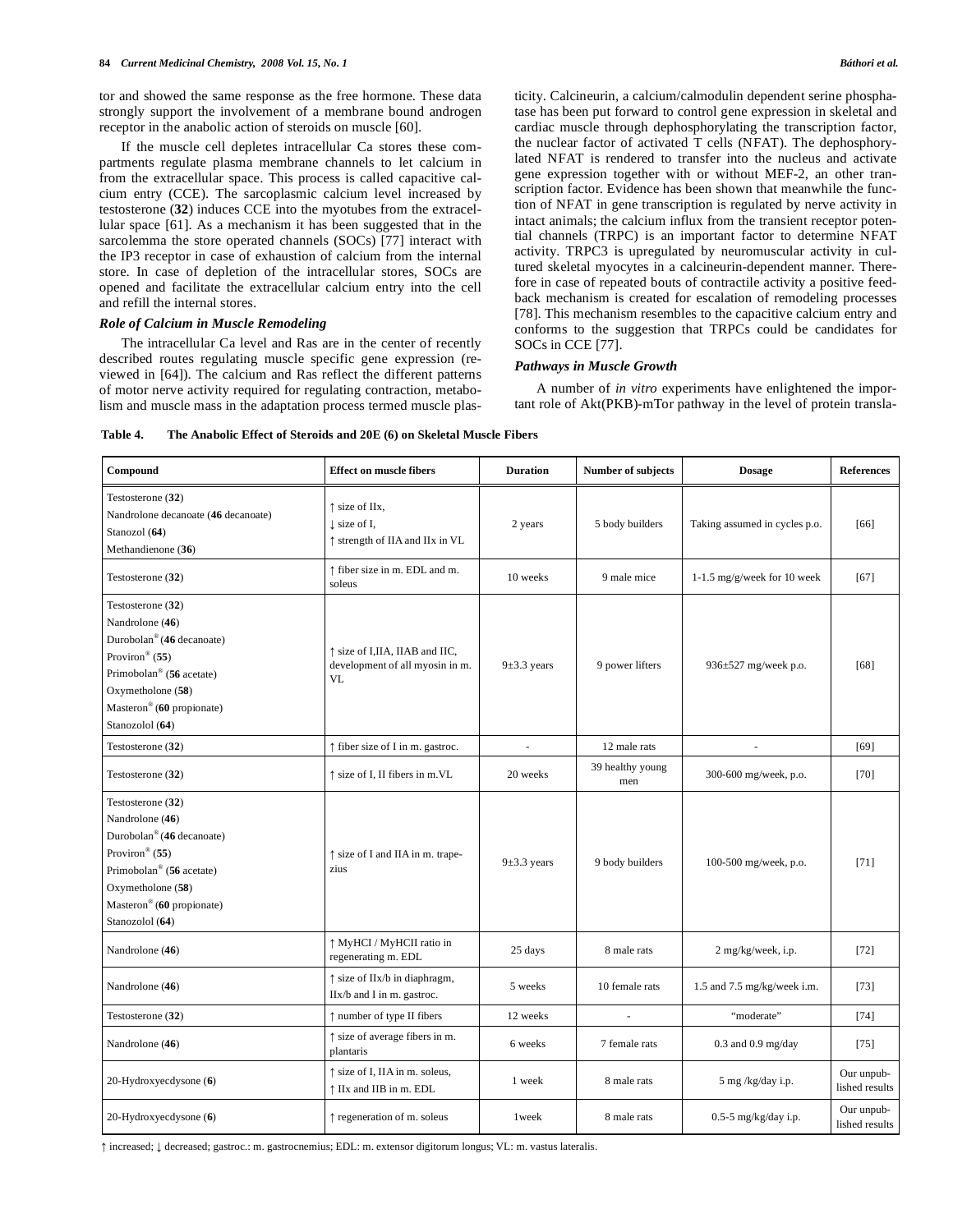tor and showed the same response as the free hormone. These data strongly support the involvement of a membrane bound androgen receptor in the anabolic action of steroids on muscle [60].

If the muscle cell depletes intracellular Ca stores these compartments regulate plasma membrane channels to let calcium in from the extracellular space. This process is called capacitive calcium entry (CCE). The sarcoplasmic calcium level increased by testosterone (**32**) induces CCE into the myotubes from the extracellular space [61]. As a mechanism it has been suggested that in the sarcolemma the store operated channels (SOCs) [77] interact with the IP3 receptor in case of exhaustion of calcium from the internal store. In case of depletion of the intracellular stores, SOCs are opened and facilitate the extracellular calcium entry into the cell and refill the internal stores.

### *Role of Calcium in Muscle Remodeling*

The intracellular Ca level and Ras are in the center of recently described routes regulating muscle specific gene expression (reviewed in [64]). The calcium and Ras reflect the different patterns of motor nerve activity required for regulating contraction, metabolism and muscle mass in the adaptation process termed muscle plasticity. Calcineurin, a calcium/calmodulin dependent serine phosphatase has been put forward to control gene expression in skeletal and cardiac muscle through dephosphorylating the transcription factor, the nuclear factor of activated T cells (NFAT). The dephosphorylated NFAT is rendered to transfer into the nucleus and activate gene expression together with or without MEF-2, an other transcription factor. Evidence has been shown that meanwhile the function of NFAT in gene transcription is regulated by nerve activity in intact animals; the calcium influx from the transient receptor potential channels (TRPC) is an important factor to determine NFAT activity. TRPC3 is upregulated by neuromuscular activity in cultured skeletal myocytes in a calcineurin-dependent manner. Therefore in case of repeated bouts of contractile activity a positive feedback mechanism is created for escalation of remodeling processes [78]. This mechanism resembles to the capacitive calcium entry and conforms to the suggestion that TRPCs could be candidates for SOCs in CCE [77].

### *Pathways in Muscle Growth*

A number of *in vitro* experiments have enlightened the important role of Akt(PKB)-mTor pathway in the level of protein transla-

**Table 4. The Anabolic Effect of Steroids and 20E (6) on Skeletal Muscle Fibers**

| Compound | Effect on muscle fibers | Duration | Number of subjects | Dosage | References |
|---|---|---|---|---|---|
| Testosterone (**32**)<br>Nandrolone decanoate (**46** decanoate)<br>Stanozol (**64**)<br>Methandienone (**36**) | ↑ size of IIx,<br>↓ size of I,<br>↑ strength of IIA and IIx in VL | 2 years | 5 body builders | Taking assumed in cycles p.o. | [66] |
| Testosterone (**32**) | ↑ fiber size in m. EDL and m. soleus | 10 weeks | 9 male mice | 1-1.5 mg/g/week for 10 week | [67] |
| Testosterone (**32**)<br>Nandrolone (**46**)<br>Durobolan® (**46** decanoate)<br>Proviron® (**55**)<br>Primobolan® (**56** acetate)<br>Oxymetholone (**58**)<br>Masteron® (**60** propionate)<br>Stanozolol (**64**) | ↑ size of I,IIA, IIAB and IIC, development of all myosin in m. VL | 9±3.3 years | 9 power lifters | 936±527 mg/week p.o. | [68] |
| Testosterone (**32**) | ↑ fiber size of I in m. gastroc. | - | 12 male rats | - | [69] |
| Testosterone (**32**) | ↑ size of I, II fibers in m.VL | 20 weeks | 39 healthy young men | 300-600 mg/week, p.o. | [70] |
| Testosterone (**32**)<br>Nandrolone (**46**)<br>Durobolan® (**46** decanoate)<br>Proviron® (**55**)<br>Primobolan® (**56** acetate)<br>Oxymetholone (**58**)<br>Masteron® (**60** propionate)<br>Stanozolol (**64**) | ↑ size of I and IIA in m. trapezius | 9±3.3 years | 9 body builders | 100-500 mg/week, p.o. | [71] |
| Nandrolone (**46**) | ↑ MyHCI / MyHCII ratio in regenerating m. EDL | 25 days | 8 male rats | 2 mg/kg/week, i.p. | [72] |
| Nandrolone (**46**) | ↑ size of IIx/b in diaphragm, IIx/b and I in m. gastroc. | 5 weeks | 10 female rats | 1.5 and 7.5 mg/kg/week i.m. | [73] |
| Testosterone (**32**) | ↑ number of type II fibers | 12 weeks | - | "moderate" | [74] |
| Nandrolone (**46**) | ↑ size of average fibers in m. plantaris | 6 weeks | 7 female rats | 0.3 and 0.9 mg/day | [75] |
| 20-Hydroxyecdysone (**6**) | ↑ size of I, IIA in m. soleus,<br>↑ IIx and IIB in m. EDL | 1 week | 8 male rats | 5 mg /kg/day i.p. | Our unpublished results |
| 20-Hydroxyecdysone (**6**) | ↑ regeneration of m. soleus | 1week | 8 male rats | 0.5-5 mg/kg/day i.p. | Our unpublished results |

↑ increased; ↓ decreased; gastroc.: m. gastrocnemius; EDL: m. extensor digitorum longus; VL: m. vastus lateralis.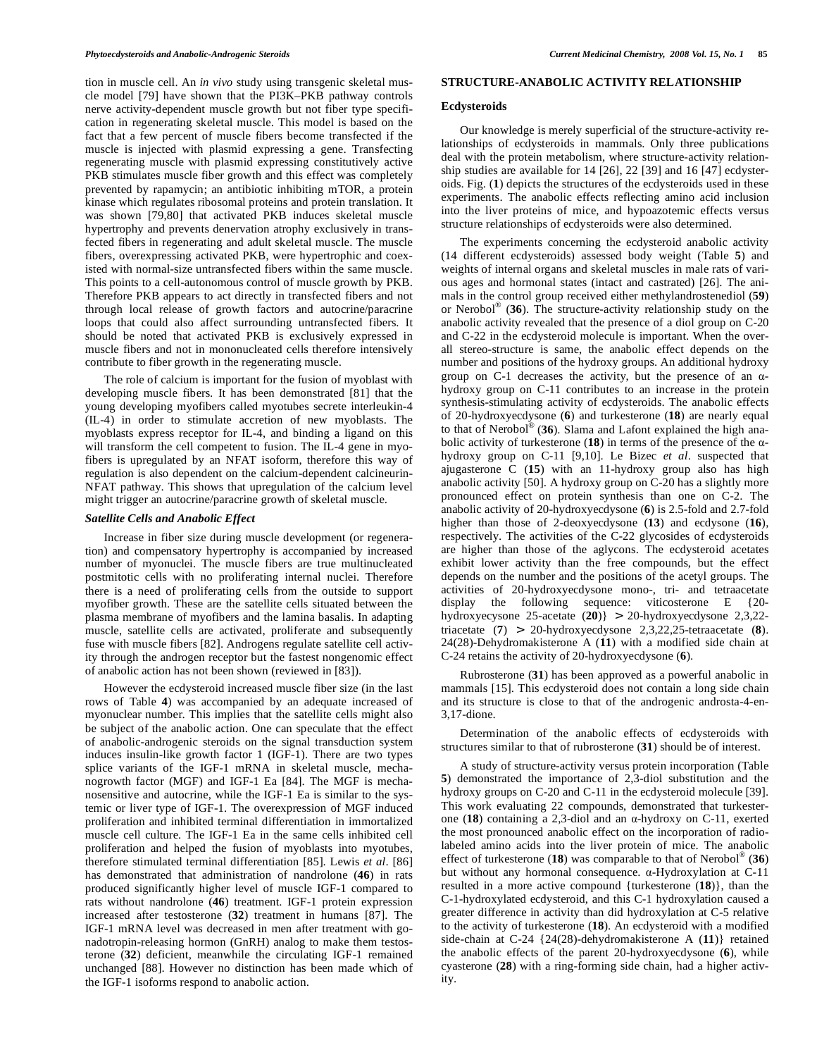tion in muscle cell. An *in vivo* study using transgenic skeletal muscle model [79] have shown that the PI3K–PKB pathway controls nerve activity-dependent muscle growth but not fiber type specification in regenerating skeletal muscle. This model is based on the fact that a few percent of muscle fibers become transfected if the muscle is injected with plasmid expressing a gene. Transfecting regenerating muscle with plasmid expressing constitutively active PKB stimulates muscle fiber growth and this effect was completely prevented by rapamycin; an antibiotic inhibiting mTOR, a protein kinase which regulates ribosomal proteins and protein translation. It was shown [79,80] that activated PKB induces skeletal muscle hypertrophy and prevents denervation atrophy exclusively in transfected fibers in regenerating and adult skeletal muscle. The muscle fibers, overexpressing activated PKB, were hypertrophic and coexisted with normal-size untransfected fibers within the same muscle. This points to a cell-autonomous control of muscle growth by PKB. Therefore PKB appears to act directly in transfected fibers and not through local release of growth factors and autocrine/paracrine loops that could also affect surrounding untransfected fibers. It should be noted that activated PKB is exclusively expressed in muscle fibers and not in mononucleated cells therefore intensively contribute to fiber growth in the regenerating muscle.

The role of calcium is important for the fusion of myoblast with developing muscle fibers. It has been demonstrated [81] that the young developing myofibers called myotubes secrete interleukin-4 (IL-4) in order to stimulate accretion of new myoblasts. The myoblasts express receptor for IL-4, and binding a ligand on this will transform the cell competent to fusion. The IL-4 gene in myofibers is upregulated by an NFAT isoform, therefore this way of regulation is also dependent on the calcium-dependent calcineurin-NFAT pathway. This shows that upregulation of the calcium level might trigger an autocrine/paracrine growth of skeletal muscle.

### *Satellite Cells and Anabolic Effect*

Increase in fiber size during muscle development (or regeneration) and compensatory hypertrophy is accompanied by increased number of myonuclei. The muscle fibers are true multinucleated postmitotic cells with no proliferating internal nuclei. Therefore there is a need of proliferating cells from the outside to support myofiber growth. These are the satellite cells situated between the plasma membrane of myofibers and the lamina basalis. In adapting muscle, satellite cells are activated, proliferate and subsequently fuse with muscle fibers [82]. Androgens regulate satellite cell activity through the androgen receptor but the fastest nongenomic effect of anabolic action has not been shown (reviewed in [83]).

However the ecdysteroid increased muscle fiber size (in the last rows of Table **4**) was accompanied by an adequate increased of myonuclear number. This implies that the satellite cells might also be subject of the anabolic action. One can speculate that the effect of anabolic-androgenic steroids on the signal transduction system induces insulin-like growth factor 1 (IGF-1). There are two types splice variants of the IGF-1 mRNA in skeletal muscle, mechanogrowth factor (MGF) and IGF-1 Ea [84]. The MGF is mechanosensitive and autocrine, while the IGF-1 Ea is similar to the systemic or liver type of IGF-1. The overexpression of MGF induced proliferation and inhibited terminal differentiation in immortalized muscle cell culture. The IGF-1 Ea in the same cells inhibited cell proliferation and helped the fusion of myoblasts into myotubes, therefore stimulated terminal differentiation [85]. Lewis *et al*. [86] has demonstrated that administration of nandrolone (**46**) in rats produced significantly higher level of muscle IGF-1 compared to rats without nandrolone (**46**) treatment. IGF-1 protein expression increased after testosterone (**32**) treatment in humans [87]. The IGF-1 mRNA level was decreased in men after treatment with gonadotropin-releasing hormon (GnRH) analog to make them testosterone (**32**) deficient, meanwhile the circulating IGF-1 remained unchanged [88]. However no distinction has been made which of the IGF-1 isoforms respond to anabolic action.

## STRUCTURE-ANABOLIC ACTIVITY RELATIONSHIP

### Ecdysteroids

Our knowledge is merely superficial of the structure-activity relationships of ecdysteroids in mammals. Only three publications deal with the protein metabolism, where structure-activity relationship studies are available for 14 [26], 22 [39] and 16 [47] ecdysteroids. Fig. (**1**) depicts the structures of the ecdysteroids used in these experiments. The anabolic effects reflecting amino acid inclusion into the liver proteins of mice, and hypoazotemic effects versus structure relationships of ecdysteroids were also determined.

The experiments concerning the ecdysteroid anabolic activity (14 different ecdysteroids) assessed body weight (Table **5**) and weights of internal organs and skeletal muscles in male rats of various ages and hormonal states (intact and castrated) [26]. The animals in the control group received either methylandrostenediol (**59**) or Nerobol® (**36**). The structure-activity relationship study on the anabolic activity revealed that the presence of a diol group on C-20 and C-22 in the ecdysteroid molecule is important. When the overall stereo-structure is same, the anabolic effect depends on the number and positions of the hydroxy groups. An additional hydroxy group on C-1 decreases the activity, but the presence of an α-hydroxy group on C-11 contributes to an increase in the protein synthesis-stimulating activity of ecdysteroids. The anabolic effects of 20-hydroxyecdysone (**6**) and turkesterone (**18**) are nearly equal to that of Nerobol® (**36**). Slama and Lafont explained the high anabolic activity of turkesterone (**18**) in terms of the presence of the α-hydroxy group on C-11 [9,10]. Le Bizec *et al*. suspected that ajugasterone C (**15**) with an 11-hydroxy group also has high anabolic activity [50]. A hydroxy group on C-20 has a slightly more pronounced effect on protein synthesis than one on C-2. The anabolic activity of 20-hydroxyecdysone (**6**) is 2.5-fold and 2.7-fold higher than those of 2-deoxyecdysone (**13**) and ecdysone (**16**), respectively. The activities of the C-22 glycosides of ecdysteroids are higher than those of the aglycons. The ecdysteroid acetates exhibit lower activity than the free compounds, but the effect depends on the number and the positions of the acetyl groups. The activities of 20-hydroxyecdysone mono-, tri- and tetraacetate display the following sequence: viticosterone E {20-hydroxyecysone 25-acetate (**20**)} > 20-hydroxyecdysone 2,3,22-triacetate (**7**) > 20-hydroxyecdysone 2,3,22,25-tetraacetate (**8**). 24(28)-Dehydromakisterone A (**11**) with a modified side chain at C-24 retains the activity of 20-hydroxyecdysone (**6**).

Rubrosterone (**31**) has been approved as a powerful anabolic in mammals [15]. This ecdysteroid does not contain a long side chain and its structure is close to that of the androgenic androsta-4-en-3,17-dione.

Determination of the anabolic effects of ecdysteroids with structures similar to that of rubrosterone (**31**) should be of interest.

A study of structure-activity versus protein incorporation (Table **5**) demonstrated the importance of 2,3-diol substitution and the hydroxy groups on C-20 and C-11 in the ecdysteroid molecule [39]. This work evaluating 22 compounds, demonstrated that turkesterone (**18**) containing a 2,3-diol and an α-hydroxy on C-11, exerted the most pronounced anabolic effect on the incorporation of radiolabeled amino acids into the liver protein of mice. The anabolic effect of turkesterone (**18**) was comparable to that of Nerobol® (**36**) but without any hormonal consequence. α-Hydroxylation at C-11 resulted in a more active compound {turkesterone (**18**)}, than the C-1-hydroxylated ecdysteroid, and this C-1 hydroxylation caused a greater difference in activity than did hydroxylation at C-5 relative to the activity of turkesterone (**18**). An ecdysteroid with a modified side-chain at C-24 {24(28)-dehydromakisterone A (**11**)} retained the anabolic effects of the parent 20-hydroxyecdysone (**6**), while cyasterone (**28**) with a ring-forming side chain, had a higher activity.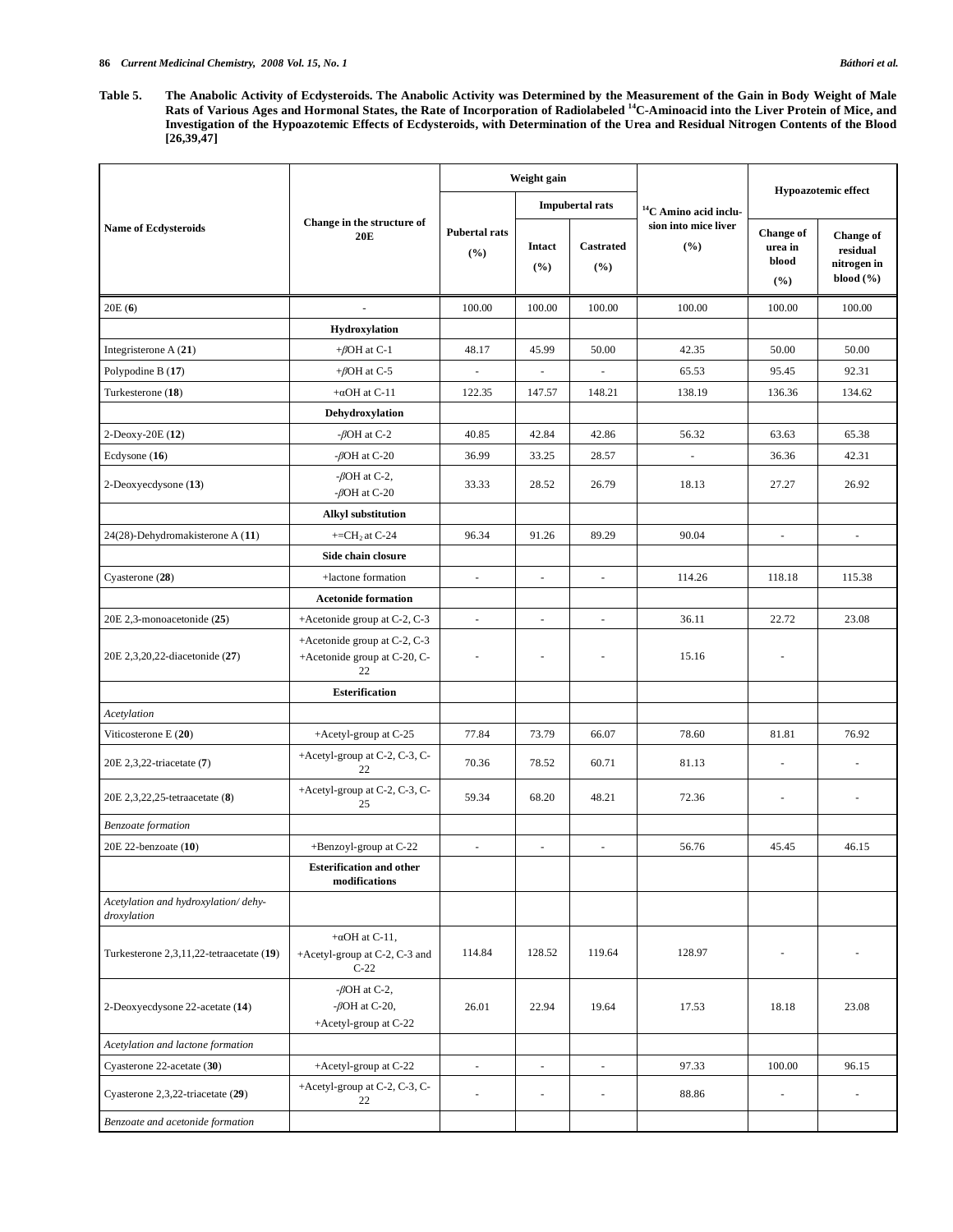**Table 5. The Anabolic Activity of Ecdysteroids. The Anabolic Activity was Determined by the Measurement of the Gain in Body Weight of Male Rats of Various Ages and Hormonal States, the Rate of Incorporation of Radiolabeled [14]C-Aminoacid into the Liver Protein of Mice, and Investigation of the Hypoazotemic Effects of Ecdysteroids, with Determination of the Urea and Residual Nitrogen Contents of the Blood [26,39,47]**

| Name of Ecdysteroids | Change in the structure of 20E | Weight gain | | | $^{14}$C Amino acid inclusion into mice liver (%) | Hypoazotemic effect | |
|---|---|---|---|---|---|---|---|
| | | Pubertal rats (%) | Impubertal rats | | | Change of urea in blood (%) | Change of residual nitrogen in blood (%) |
| | | | Intact (%) | Castrated (%) | | | |
| 20E (**6**) | - | 100.00 | 100.00 | 100.00 | 100.00 | 100.00 | 100.00 |
| | **Hydroxylation** | | | | | | |
| Integristerone A (**21**) | +*β*OH at C-1 | 48.17 | 45.99 | 50.00 | 42.35 | 50.00 | 50.00 |
| Polypodine B (**17**) | +*β*OH at C-5 | - | - | - | 65.53 | 95.45 | 92.31 |
| Turkesterone (**18**) | +αOH at C-11 | 122.35 | 147.57 | 148.21 | 138.19 | 136.36 | 134.62 |
| | **Dehydroxylation** | | | | | | |
| 2-Deoxy-20E (**12**) | -*β*OH at C-2 | 40.85 | 42.84 | 42.86 | 56.32 | 63.63 | 65.38 |
| Ecdysone (**16**) | -*β*OH at C-20 | 36.99 | 33.25 | 28.57 | - | 36.36 | 42.31 |
| 2-Deoxyecdysone (**13**) | -*β*OH at C-2, -*β*OH at C-20 | 33.33 | 28.52 | 26.79 | 18.13 | 27.27 | 26.92 |
| | **Alkyl substitution** | | | | | | |
| 24(28)-Dehydromakisterone A (**11**) | +=$CH_2$ at C-24 | 96.34 | 91.26 | 89.29 | 90.04 | - | - |
| | **Side chain closure** | | | | | | |
| Cyasterone (**28**) | +lactone formation | - | - | - | 114.26 | 118.18 | 115.38 |
| | **Acetonide formation** | | | | | | |
| 20E 2,3-monoacetonide (**25**) | +Acetonide group at C-2, C-3 | - | - | - | 36.11 | 22.72 | 23.08 |
| 20E 2,3,20,22-diacetonide (**27**) | +Acetonide group at C-2, C-3 +Acetonide group at C-20, C-22 | - | - | - | 15.16 | - | |
| | **Esterification** | | | | | | |
| *Acetylation* | | | | | | | |
| Viticosterone E (**20**) | +Acetyl-group at C-25 | 77.84 | 73.79 | 66.07 | 78.60 | 81.81 | 76.92 |
| 20E 2,3,22-triacetate (**7**) | +Acetyl-group at C-2, C-3, C-22 | 70.36 | 78.52 | 60.71 | 81.13 | - | - |
| 20E 2,3,22,25-tetraacetate (**8**) | +Acetyl-group at C-2, C-3, C-25 | 59.34 | 68.20 | 48.21 | 72.36 | - | - |
| *Benzoate formation* | | | | | | | |
| 20E 22-benzoate (**10**) | +Benzoyl-group at C-22 | - | - | - | 56.76 | 45.45 | 46.15 |
| | **Esterification and other modifications** | | | | | | |
| *Acetylation and hydroxylation/ dehydroxylation* | | | | | | | |
| Turkesterone 2,3,11,22-tetraacetate (**19**) | +αOH at C-11, +Acetyl-group at C-2, C-3 and C-22 | 114.84 | 128.52 | 119.64 | 128.97 | - | - |
| 2-Deoxyecdysone 22-acetate (**14**) | -*β*OH at C-2, -*β*OH at C-20, +Acetyl-group at C-22 | 26.01 | 22.94 | 19.64 | 17.53 | 18.18 | 23.08 |
| *Acetylation and lactone formation* | | | | | | | |
| Cyasterone 22-acetate (**30**) | +Acetyl-group at C-22 | - | - | - | 97.33 | 100.00 | 96.15 |
| Cyasterone 2,3,22-triacetate (**29**) | +Acetyl-group at C-2, C-3, C-22 | - | - | - | 88.86 | - | - |
| *Benzoate and acetonide formation* | | | | | | | |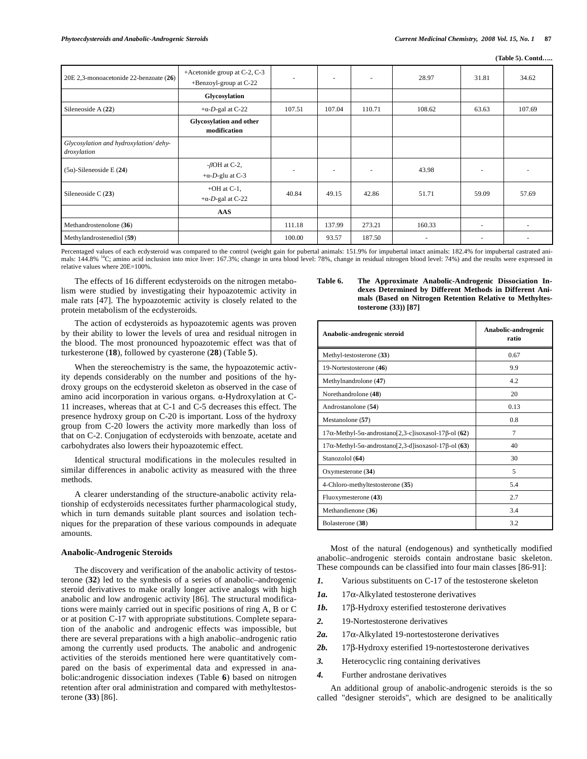(Table 5). Contd…..

| | | | | | | | |
|---|---|---|---|---|---|---|---|
| 20E 2,3-monoacetonide 22-benzoate (**26**) | +Acetonide group at C-2, C-3 +Benzoyl-group at C-22 | - | - | - | 28.97 | 31.81 | 34.62 |
| | **Glycosylation** | | | | | | |
| Sileneoside A (**22**) | +α-*D*-gal at C-22 | 107.51 | 107.04 | 110.71 | 108.62 | 63.63 | 107.69 |
| | **Glycosylation and other modification** | | | | | | |
| *Glycosylation and hydroxylation/ dehydroxylation* | | | | | | | |
| (5α)-Sileneoside E (**24**) | -*β*OH at C-2, +α-*D*-glu at C-3 | - | - | - | 43.98 | - | - |
| Sileneoside C (**23**) | +OH at C-1, +α-*D*-gal at C-22 | 40.84 | 49.15 | 42.86 | 51.71 | 59.09 | 57.69 |
| | **AAS** | | | | | | |
| Methandrostenolone (**36**) | | 111.18 | 137.99 | 273.21 | 160.33 | - | - |
| Methylandrostenediol (**59**) | | 100.00 | 93.57 | 187.50 | - | - | - |

Percentaged values of each ecdysteroid was compared to the control (weight gain for pubertal animals: 151.9% for impubertal intact animals: 182.4% for impubertal castrated animals: 144.8% $^{14}C$; amino acid inclusion into mice liver: 167.3%; change in urea blood level: 78%, change in residual nitrogen blood level: 74%) and the results were expressed in relative values where 20E=100%.

The effects of 16 different ecdysteroids on the nitrogen metabolism were studied by investigating their hypoazotemic activity in male rats [47]. The hypoazotemic activity is closely related to the protein metabolism of the ecdysteroids.

The action of ecdysteroids as hypoazotemic agents was proven by their ability to lower the levels of urea and residual nitrogen in the blood. The most pronounced hypoazotemic effect was that of turkesterone (**18**), followed by cyasterone (**28**) (Table **5**).

When the stereochemistry is the same, the hypoazotemic activity depends considerably on the number and positions of the hydroxy groups on the ecdysteroid skeleton as observed in the case of amino acid incorporation in various organs. α-Hydroxylation at C-11 increases, whereas that at C-1 and C-5 decreases this effect. The presence hydroxy group on C-20 is important. Loss of the hydroxy group from C-20 lowers the activity more markedly than loss of that on C-2. Conjugation of ecdysteroids with benzoate, acetate and carbohydrates also lowers their hypoazotemic effect.

Identical structural modifications in the molecules resulted in similar differences in anabolic activity as measured with the three methods.

A clearer understanding of the structure-anabolic activity relationship of ecdysteroids necessitates further pharmacological study, which in turn demands suitable plant sources and isolation techniques for the preparation of these various compounds in adequate amounts.

### Anabolic-Androgenic Steroids

The discovery and verification of the anabolic activity of testosterone (**32**) led to the synthesis of a series of anabolic–androgenic steroid derivatives to make orally longer active analogs with high anabolic and low androgenic activity [86]. The structural modifications were mainly carried out in specific positions of ring A, B or C or at position C-17 with appropriate substitutions. Complete separation of the anabolic and androgenic effects was impossible, but there are several preparations with a high anabolic–androgenic ratio among the currently used products. The anabolic and androgenic activities of the steroids mentioned here were quantitatively compared on the basis of experimental data and expressed in anabolic:androgenic dissociation indexes (Table **6**) based on nitrogen retention after oral administration and compared with methyltestosterone (**33**) [86].

**Table 6. The Approximate Anabolic-Androgenic Dissociation Indexes Determined by Different Methods in Different Animals (Based on Nitrogen Retention Relative to Methyltestosterone (33)) [87]**

| Anabolic-androgenic steroid | Anabolic-androgenic ratio |
|---|---|
| Methyl-testosterone (**33**) | 0.67 |
| 19-Nortestosterone (**46**) | 9.9 |
| Methylnandrolone (**47**) | 4.2 |
| Norethandrolone (**48**) | 20 |
| Androstanolone (**54**) | 0.13 |
| Mestanolone (**57**) | 0.8 |
| 17α-Methyl-5α-androstano[2,3-c]isoxasol-17β-ol (**62**) | 7 |
| 17α-Methyl-5α-androstano[2,3-d]isoxasol-17β-ol (**63**) | 40 |
| Stanozolol (**64**) | 30 |
| Oxymesterone (**34**) | 5 |
| 4-Chloro-methyltestosterone (**35**) | 5.4 |
| Fluoxymesterone (**43**) | 2.7 |
| Methandienone (**36**) | 3.4 |
| Bolasterone (**38**) | 3.2 |

Most of the natural (endogenous) and synthetically modified anabolic–androgenic steroids contain androstane basic skeleton. These compounds can be classified into four main classes [86-91]:

- ***1.*** Various substituents on C-17 of the testosterone skeleton
- ***1a.*** 17α-Alkylated testosterone derivatives
- ***1b.*** 17β-Hydroxy esterified testosterone derivatives
- ***2.*** 19-Nortestosterone derivatives
- ***2a.*** 17α-Alkylated 19-nortestosterone derivatives
- ***2b.*** 17β-Hydroxy esterified 19-nortestosterone derivatives
- ***3.*** Heterocyclic ring containing derivatives
- ***4.*** Further androstane derivatives

An additional group of anabolic-androgenic steroids is the so called "designer steroids", which are designed to be analitically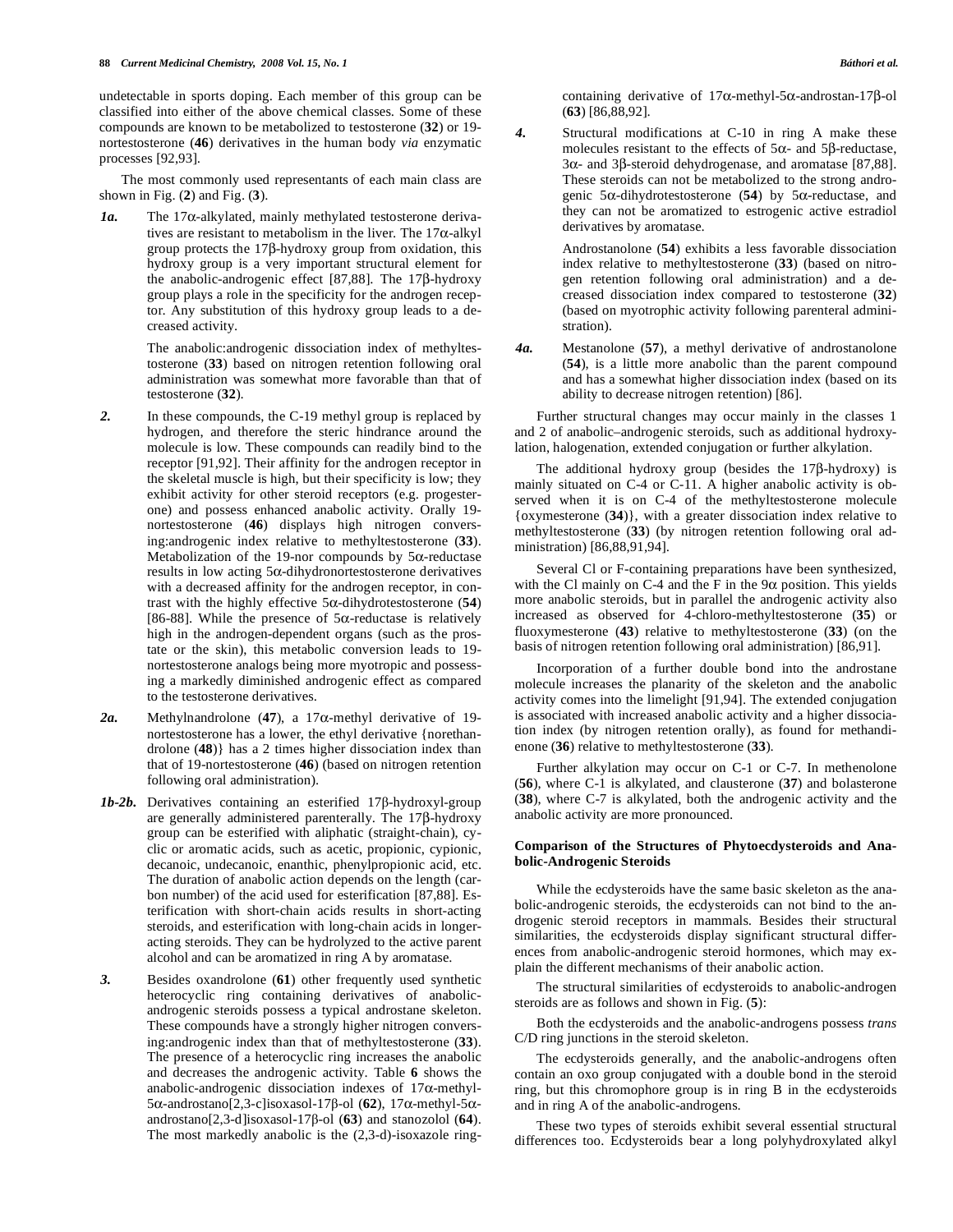undetectable in sports doping. Each member of this group can be classified into either of the above chemical classes. Some of these compounds are known to be metabolized to testosterone (**32**) or 19-nortestosterone (**46**) derivatives in the human body *via* enzymatic processes [92,93].

The most commonly used representants of each main class are shown in Fig. (**2**) and Fig. (**3**).

***1a.*** The 17α-alkylated, mainly methylated testosterone derivatives are resistant to metabolism in the liver. The 17α-alkyl group protects the 17β-hydroxy group from oxidation, this hydroxy group is a very important structural element for the anabolic-androgenic effect [87,88]. The 17β-hydroxy group plays a role in the specificity for the androgen receptor. Any substitution of this hydroxy group leads to a decreased activity.

The anabolic:androgenic dissociation index of methyltestosterone (**33**) based on nitrogen retention following oral administration was somewhat more favorable than that of testosterone (**32**).

***2.*** In these compounds, the C-19 methyl group is replaced by hydrogen, and therefore the steric hindrance around the molecule is low. These compounds can readily bind to the receptor [91,92]. Their affinity for the androgen receptor in the skeletal muscle is high, but their specificity is low; they exhibit activity for other steroid receptors (e.g. progesterone) and possess enhanced anabolic activity. Orally 19-nortestosterone (**46**) displays high nitrogen conversing:androgenic index relative to methyltestosterone (**33**). Metabolization of the 19-nor compounds by 5α-reductase results in low acting 5α-dihydronortestosterone derivatives with a decreased affinity for the androgen receptor, in contrast with the highly effective 5α-dihydrotestosterone (**54**) [86-88]. While the presence of 5α-reductase is relatively high in the androgen-dependent organs (such as the prostate or the skin), this metabolic conversion leads to 19-nortestosterone analogs being more myotropic and possessing a markedly diminished androgenic effect as compared to the testosterone derivatives.

***2a.*** Methylnandrolone (**47**), a 17α-methyl derivative of 19-nortestosterone has a lower, the ethyl derivative {norethandrolone (**48**)} has a 2 times higher dissociation index than that of 19-nortestosterone (**46**) (based on nitrogen retention following oral administration).

***1b-2b.*** Derivatives containing an esterified 17β-hydroxyl-group are generally administered parenterally. The 17β-hydroxy group can be esterified with aliphatic (straight-chain), cyclic or aromatic acids, such as acetic, propionic, cypionic, decanoic, undecanoic, enanthic, phenylpropionic acid, etc. The duration of anabolic action depends on the length (carbon number) of the acid used for esterification [87,88]. Esterification with short-chain acids results in short-acting steroids, and esterification with long-chain acids in longer-acting steroids. They can be hydrolyzed to the active parent alcohol and can be aromatized in ring A by aromatase.

***3.*** Besides oxandrolone (**61**) other frequently used synthetic heterocyclic ring containing derivatives of anabolic-androgenic steroids possess a typical androstane skeleton. These compounds have a strongly higher nitrogen conversing:androgenic index than that of methyltestosterone (**33**). The presence of a heterocyclic ring increases the anabolic and decreases the androgenic activity. Table **6** shows the anabolic-androgenic dissociation indexes of 17α-methyl-5α-androstano[2,3-c]isoxasol-17β-ol (**62**), 17α-methyl-5α-androstano[2,3-d]isoxasol-17β-ol (**63**) and stanozolol (**64**). The most markedly anabolic is the (2,3-d)-isoxazole ring-containing derivative of 17α-methyl-5α-androstan-17β-ol (**63**) [86,88,92].

***4.*** Structural modifications at C-10 in ring A make these molecules resistant to the effects of 5α- and 5β-reductase, 3α- and 3β-steroid dehydrogenase, and aromatase [87,88]. These steroids can not be metabolized to the strong androgenic 5α-dihydrotestosterone (**54**) by 5α-reductase, and they can not be aromatized to estrogenic active estradiol derivatives by aromatase.

Androstanolone (**54**) exhibits a less favorable dissociation index relative to methyltestosterone (**33**) (based on nitrogen retention following oral administration) and a decreased dissociation index compared to testosterone (**32**) (based on myotrophic activity following parenteral administration).

***4a.*** Mestanolone (**57**), a methyl derivative of androstanolone (**54**), is a little more anabolic than the parent compound and has a somewhat higher dissociation index (based on its ability to decrease nitrogen retention) [86].

Further structural changes may occur mainly in the classes 1 and 2 of anabolic–androgenic steroids, such as additional hydroxylation, halogenation, extended conjugation or further alkylation.

The additional hydroxy group (besides the 17β-hydroxy) is mainly situated on C-4 or C-11. A higher anabolic activity is observed when it is on C-4 of the methyltestosterone molecule {oxymesterone (**34**)}, with a greater dissociation index relative to methyltestosterone (**33**) (by nitrogen retention following oral administration) [86,88,91,94].

Several Cl or F-containing preparations have been synthesized, with the Cl mainly on C-4 and the F in the 9α position. This yields more anabolic steroids, but in parallel the androgenic activity also increased as observed for 4-chloro-methyltestosterone (**35**) or fluoxymesterone (**43**) relative to methyltestosterone (**33**) (on the basis of nitrogen retention following oral administration) [86,91].

Incorporation of a further double bond into the androstane molecule increases the planarity of the skeleton and the anabolic activity comes into the limelight [91,94]. The extended conjugation is associated with increased anabolic activity and a higher dissociation index (by nitrogen retention orally), as found for methandienone (**36**) relative to methyltestosterone (**33**).

Further alkylation may occur on C-1 or C-7. In methenolone (**56**), where C-1 is alkylated, and clausterone (**37**) and bolasterone (**38**), where C-7 is alkylated, both the androgenic activity and the anabolic activity are more pronounced.

### Comparison of the Structures of Phytoecdysteroids and Anabolic-Androgenic Steroids

While the ecdysteroids have the same basic skeleton as the anabolic-androgenic steroids, the ecdysteroids can not bind to the androgenic steroid receptors in mammals. Besides their structural similarities, the ecdysteroids display significant structural differences from anabolic-androgenic steroid hormones, which may explain the different mechanisms of their anabolic action.

The structural similarities of ecdysteroids to anabolic-androgen steroids are as follows and shown in Fig. (**5**):

Both the ecdysteroids and the anabolic-androgens possess *trans* C/D ring junctions in the steroid skeleton.

The ecdysteroids generally, and the anabolic-androgens often contain an oxo group conjugated with a double bond in the steroid ring, but this chromophore group is in ring B in the ecdysteroids and in ring A of the anabolic-androgens.

These two types of steroids exhibit several essential structural differences too. Ecdysteroids bear a long polyhydroxylated alkyl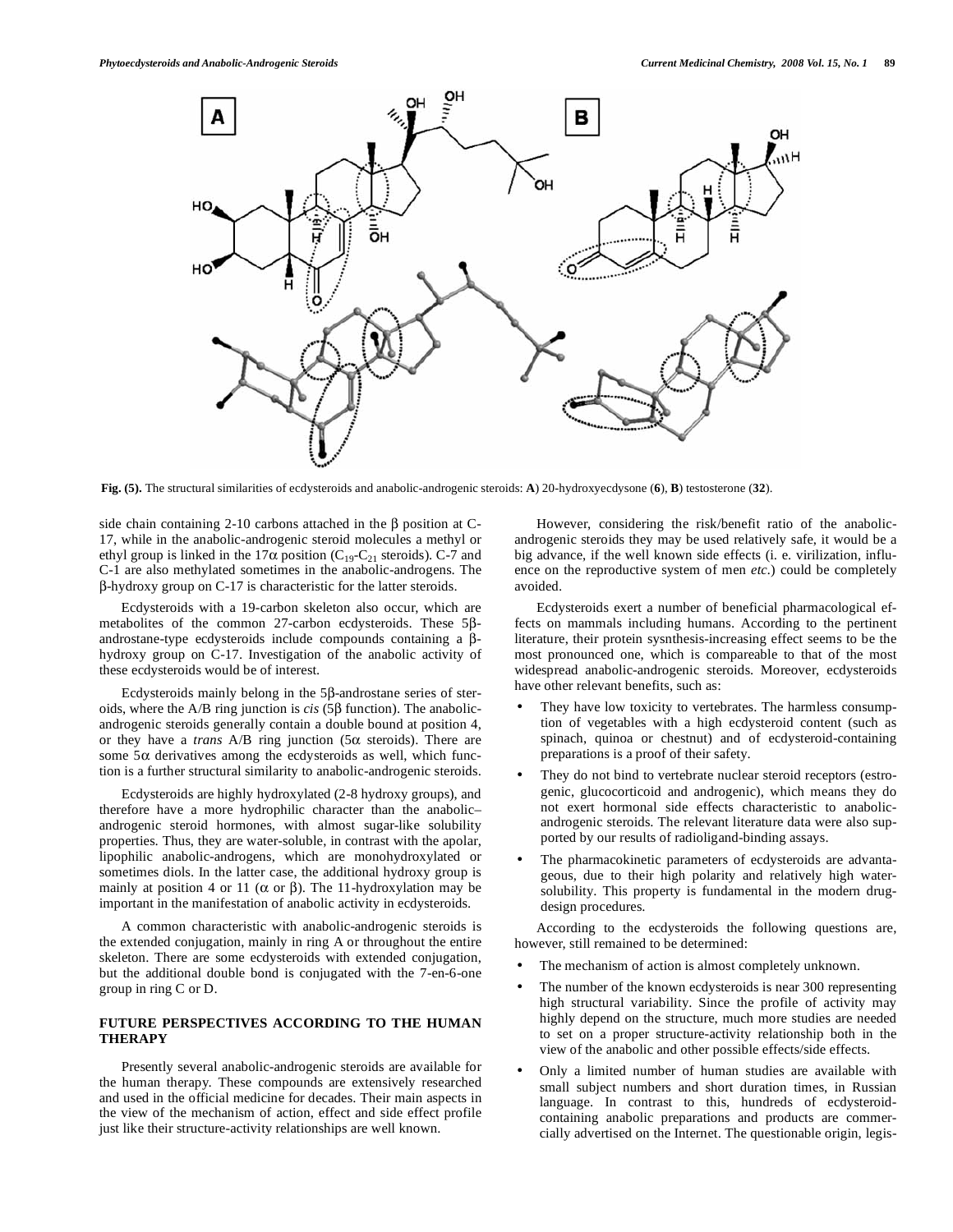**Fig. (5).** The structural similarities of ecdysteroids and anabolic-androgenic steroids: **A**) 20-hydroxyecdysone (**6**), **B**) testosterone (**32**).

side chain containing 2-10 carbons attached in the β position at C-17, while in the anabolic-androgenic steroid molecules a methyl or ethyl group is linked in the 17α position ($C_{19}$-$C_{21}$ steroids). C-7 and C-1 are also methylated sometimes in the anabolic-androgens. The β-hydroxy group on C-17 is characteristic for the latter steroids.

Ecdysteroids with a 19-carbon skeleton also occur, which are metabolites of the common 27-carbon ecdysteroids. These 5β-androstane-type ecdysteroids include compounds containing a β-hydroxy group on C-17. Investigation of the anabolic activity of these ecdysteroids would be of interest.

Ecdysteroids mainly belong in the 5β-androstane series of steroids, where the A/B ring junction is *cis* (5β function). The anabolic-androgenic steroids generally contain a double bound at position 4, or they have a *trans* A/B ring junction (5α steroids). There are some 5α derivatives among the ecdysteroids as well, which function is a further structural similarity to anabolic-androgenic steroids.

Ecdysteroids are highly hydroxylated (2-8 hydroxy groups), and therefore have a more hydrophilic character than the anabolic–androgenic steroid hormones, with almost sugar-like solubility properties. Thus, they are water-soluble, in contrast with the apolar, lipophilic anabolic-androgens, which are monohydroxylated or sometimes diols. In the latter case, the additional hydroxy group is mainly at position 4 or 11 (α or β). The 11-hydroxylation may be important in the manifestation of anabolic activity in ecdysteroids.

A common characteristic with anabolic-androgenic steroids is the extended conjugation, mainly in ring A or throughout the entire skeleton. There are some ecdysteroids with extended conjugation, but the additional double bond is conjugated with the 7-en-6-one group in ring C or D.

## FUTURE PERSPECTIVES ACCORDING TO THE HUMAN THERAPY

Presently several anabolic-androgenic steroids are available for the human therapy. These compounds are extensively researched and used in the official medicine for decades. Their main aspects in the view of the mechanism of action, effect and side effect profile just like their structure-activity relationships are well known.

However, considering the risk/benefit ratio of the anabolic-androgenic steroids they may be used relatively safe, it would be a big advance, if the well known side effects (i. e. virilization, influence on the reproductive system of men *etc*.) could be completely avoided.

Ecdysteroids exert a number of beneficial pharmacological effects on mammals including humans. According to the pertinent literature, their protein sysnthesis-increasing effect seems to be the most pronounced one, which is compareable to that of the most widespread anabolic-androgenic steroids. Moreover, ecdysteroids have other relevant benefits, such as:

- They have low toxicity to vertebrates. The harmless consumption of vegetables with a high ecdysteroid content (such as spinach, quinoa or chestnut) and of ecdysteroid-containing preparations is a proof of their safety.
- They do not bind to vertebrate nuclear steroid receptors (estrogenic, glucocorticoid and androgenic), which means they do not exert hormonal side effects characteristic to anabolic-androgenic steroids. The relevant literature data were also supported by our results of radioligand-binding assays.
- The pharmacokinetic parameters of ecdysteroids are advantageous, due to their high polarity and relatively high water-solubility. This property is fundamental in the modern drug-design procedures.

According to the ecdysteroids the following questions are, however, still remained to be determined:

- The mechanism of action is almost completely unknown.
- The number of the known ecdysteroids is near 300 representing high structural variability. Since the profile of activity may highly depend on the structure, much more studies are needed to set on a proper structure-activity relationship both in the view of the anabolic and other possible effects/side effects.
- Only a limited number of human studies are available with small subject numbers and short duration times, in Russian language. In contrast to this, hundreds of ecdysteroid-containing anabolic preparations and products are commercially advertised on the Internet. The questionable origin, legis-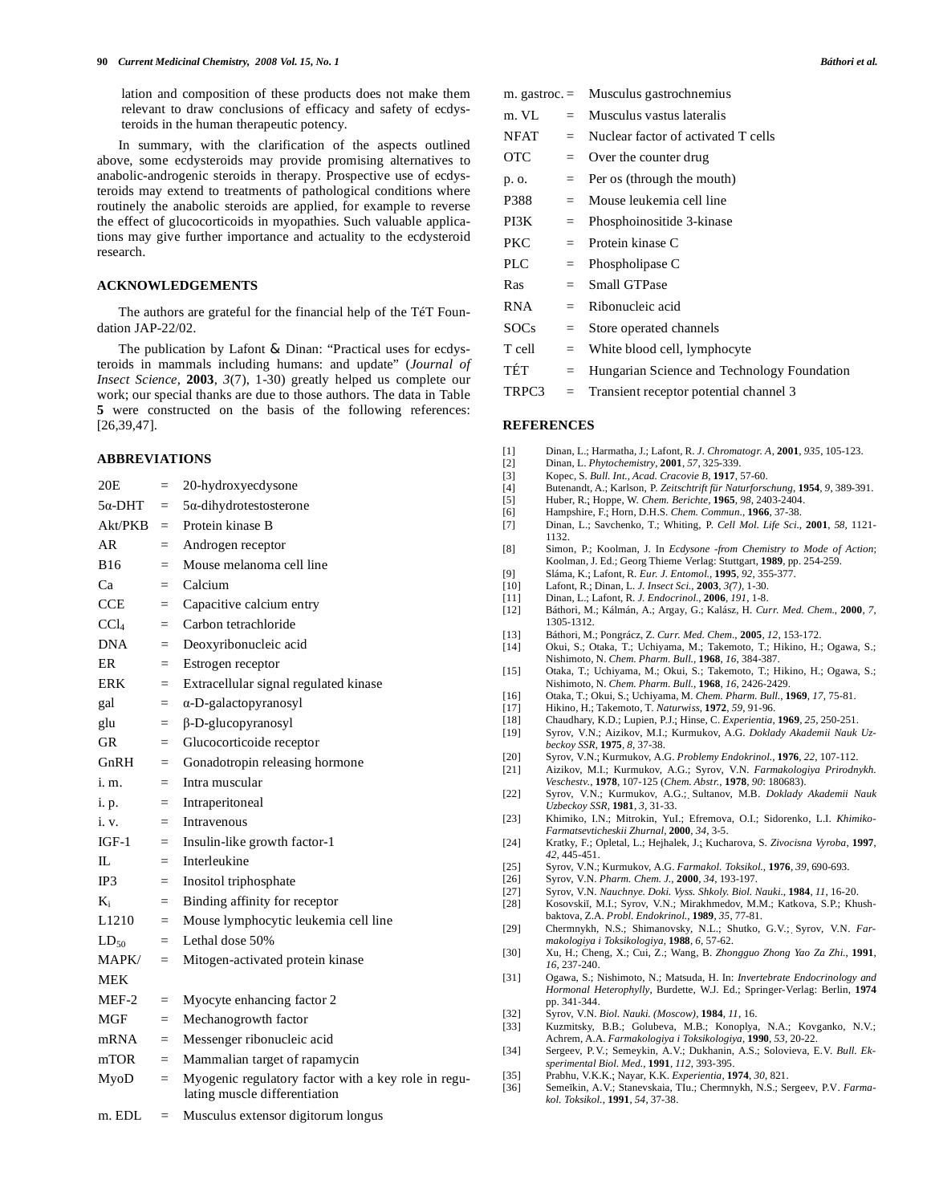lation and composition of these products does not make them relevant to draw conclusions of efficacy and safety of ecdysteroids in the human therapeutic potency.

In summary, with the clarification of the aspects outlined above, some ecdysteroids may provide promising alternatives to anabolic-androgenic steroids in therapy. Prospective use of ecdysteroids may extend to treatments of pathological conditions where routinely the anabolic steroids are applied, for example to reverse the effect of glucocorticoids in myopathies. Such valuable applications may give further importance and actuality to the ecdysteroid research.

## ACKNOWLEDGEMENTS

The authors are grateful for the financial help of the TéT Foundation JAP-22/02.

The publication by Lafont & Dinan: "Practical uses for ecdysteroids in mammals including humans: and update" (*Journal of Insect Science*, **2003**, *3*(7), 1-30) greatly helped us complete our work; our special thanks are due to those authors. The data in Table **5** were constructed on the basis of the following references: [26,39,47].

## ABBREVIATIONS

| | | |
|---|---|---|
| 20E | = | 20-hydroxyecdysone |
| 5α-DHT | = | 5α-dihydrotestosterone |
| Akt/PKB | = | Protein kinase B |
| AR | = | Androgen receptor |
| B16 | = | Mouse melanoma cell line |
| Ca | = | Calcium |
| CCE | = | Capacitive calcium entry |
| $CCl_4$ | = | Carbon tetrachloride |
| DNA | = | Deoxyribonucleic acid |
| ER | = | Estrogen receptor |
| ERK | = | Extracellular signal regulated kinase |
| gal | = | α-D-galactopyranosyl |
| glu | = | β-D-glucopyranosyl |
| GR | = | Glucocorticoide receptor |
| GnRH | = | Gonadotropin releasing hormone |
| i. m. | = | Intra muscular |
| i. p. | = | Intraperitoneal |
| i. v. | = | Intravenous |
| IGF-1 | = | Insulin-like growth factor-1 |
| IL | = | Interleukine |
| IP3 | = | Inositol triphosphate |
| $K_i$ | = | Binding affinity for receptor |
| L1210 | = | Mouse lymphocytic leukemia cell line |
| $LD_{50}$ | = | Lethal dose 50% |
| MAPK/MEK | = | Mitogen-activated protein kinase |
| MEF-2 | = | Myocyte enhancing factor 2 |
| MGF | = | Mechanogrowth factor |
| mRNA | = | Messenger ribonucleic acid |
| mTOR | = | Mammalian target of rapamycin |
| MyoD | = | Myogenic regulatory factor with a key role in regulating muscle differentiation |
| m. EDL | = | Musculus extensor digitorum longus |
| m. gastroc. | = | Musculus gastrochnemius |
| m. VL | = | Musculus vastus lateralis |
| NFAT | = | Nuclear factor of activated T cells |
| OTC | = | Over the counter drug |
| p. o. | = | Per os (through the mouth) |
| P388 | = | Mouse leukemia cell line |
| PI3K | = | Phosphoinositide 3-kinase |
| PKC | = | Protein kinase C |
| PLC | = | Phospholipase C |
| Ras | = | Small GTPase |
| RNA | = | Ribonucleic acid |
| SOCs | = | Store operated channels |
| T cell | = | White blood cell, lymphocyte |
| TÉT | = | Hungarian Science and Technology Foundation |
| TRPC3 | = | Transient receptor potential channel 3 |

## REFERENCES

[1] Dinan, L.; Harmatha, J.; Lafont, R. *J. Chromatogr. A*, **2001**, *935*, 105-123.
[2] Dinan, L. *Phytochemistry*, **2001**, *57*, 325-339.
[3] Kopec, S. *Bull. Int., Acad. Cracovie B*, **1917**, 57-60.
[4] Butenandt, A.; Karlson, P. *Zeitschtrift für Naturforschung*, **1954**, *9*, 389-391.
[5] Huber, R.; Hoppe, W. *Chem. Berichte*, **1965**, *98*, 2403-2404.
[6] Hampshire, F.; Horn, D.H.S. *Chem. Commun.*, **1966**, 37-38.
[7] Dinan, L.; Savchenko, T.; Whiting, P. *Cell Mol. Life Sci.*, **2001**, *58*, 1121-1132.
[8] Simon, P.; Koolman, J. In *Ecdysone -from Chemistry to Mode of Action*; Koolman, J. Ed.; Georg Thieme Verlag: Stuttgart, **1989**, pp. 254-259.
[9] Sláma, K.; Lafont, R. *Eur. J. Entomol.*, **1995**, *92*, 355-377.
[10] Lafont, R.; Dinan, L. *J. Insect Sci.*, **2003**, *3(7)*, 1-30.
[11] Dinan, L.; Lafont, R. *J. Endocrinol.*, **2006**, *191*, 1-8.
[12] Báthori, M.; Kálmán, A.; Argay, G.; Kalász, H. *Curr. Med. Chem.*, **2000**, *7*, 1305-1312.
[13] Báthori, M.; Pongrácz, Z. *Curr. Med. Chem.*, **2005**, *12*, 153-172.
[14] Okui, S.; Otaka, T.; Uchiyama, M.; Takemoto, T.; Hikino, H.; Ogawa, S.; Nishimoto, N. *Chem. Pharm. Bull.*, **1968**, *16*, 384-387.
[15] Otaka, T.; Uchiyama, M.; Okui, S.; Takemoto, T.; Hikino, H.; Ogawa, S.; Nishimoto, N. *Chem. Pharm. Bull.*, **1968**, *16*, 2426-2429.
[16] Otaka, T.; Okui, S.; Uchiyama, M. *Chem. Pharm. Bull.*, **1969**, *17*, 75-81.
[17] Hikino, H.; Takemoto, T. *Naturwiss*, **1972**, *59*, 91-96.
[18] Chaudhary, K.D.; Lupien, P.J.; Hinse, C. *Experientia*, **1969**, *25*, 250-251.
[19] Syrov, V.N.; Aizikov, M.I.; Kurmukov, A.G. *Doklady Akademii Nauk Uzbeckoy SSR*, **1975**, *8*, 37-38.
[20] Syrov, V.N.; Kurmukov, A.G. *Problemy Endokrinol.*, **1976**, *22*, 107-112.
[21] Aizikov, M.I.; Kurmukov, A.G.; Syrov, V.N. *Farmakologiya Prirodnykh. Veschestv.*, **1978**, 107-125 (*Chem. Abstr.*, **1978**, *90*: 180683).
[22] Syrov, V.N.; Kurmukov, A.G.; Sultanov, M.B. *Doklady Akademii Nauk Uzbeckoy SSR*, **1981**, *3*, 31-33.
[23] Khimiko, I.N.; Mitrokin, YuI.; Efremova, O.I.; Sidorenko, L.I. *Khimiko-Farmatsevticheskii Zhurnal*, **2000**, *34*, 3-5.
[24] Kratky, F.; Opletal, L.; Hejhalek, J.; Kucharova, S. *Zivocisna Vyroba*, **1997**, *42*, 445-451.
[25] Syrov, V.N.; Kurmukov, A.G. *Farmakol. Toksikol.*, **1976**, *39*, 690-693.
[26] Syrov, V.N. *Pharm. Chem. J.*, **2000**, *34*, 193-197.
[27] Syrov, V.N. *Nauchnye. Doki. Vyss. Shkoly. Biol. Nauki.*, **1984**, *11*, 16-20.
[28] Kosovskiĭ, M.I.; Syrov, V.N.; Mirakhmedov, M.M.; Katkova, S.P.; Khushbaktova, Z.A. *Probl. Endokrinol.*, **1989**, *35*, 77-81.
[29] Chermnykh, N.S.; Shimanovsky, N.L.; Shutko, G.V.; Syrov, V.N. *Farmakologiya i Toksikologiya*, **1988**, *6*, 57-62.
[30] Xu, H.; Cheng, X.; Cui, Z.; Wang, B. *Zhongguo Zhong Yao Za Zhi.*, **1991**, *16*, 237-240.
[31] Ogawa, S.; Nishimoto, N.; Matsuda, H. In: *Invertebrate Endocrinology and Hormonal Heterophylly*, Burdette, W.J. Ed.; Springer-Verlag: Berlin, **1974** pp. 341-344.
[32] Syrov, V.N. *Biol. Nauki. (Moscow)*, **1984**, *11*, 16.
[33] Kuzmitsky, B.B.; Golubeva, M.B.; Konoplya, N.A.; Kovganko, N.V.; Achrem, A.A. *Farmakologiya i Toksikologiya*, **1990**, *53*, 20-22.
[34] Sergeev, P.V.; Semeykin, A.V.; Dukhanin, A.S.; Solovieva, E.V. *Bull. Eksperimental Biol. Med.*, **1991**, *112*, 393-395.
[35] Prabhu, V.K.K.; Nayar, K.K. *Experientia*, **1974**, *30*, 821.
[36] Semeĭkin, A.V.; Stanevskaia, TIu.; Chermnykh, N.S.; Sergeev, P.V. *Farmakol. Toksikol.*, **1991**, *54*, 37-38.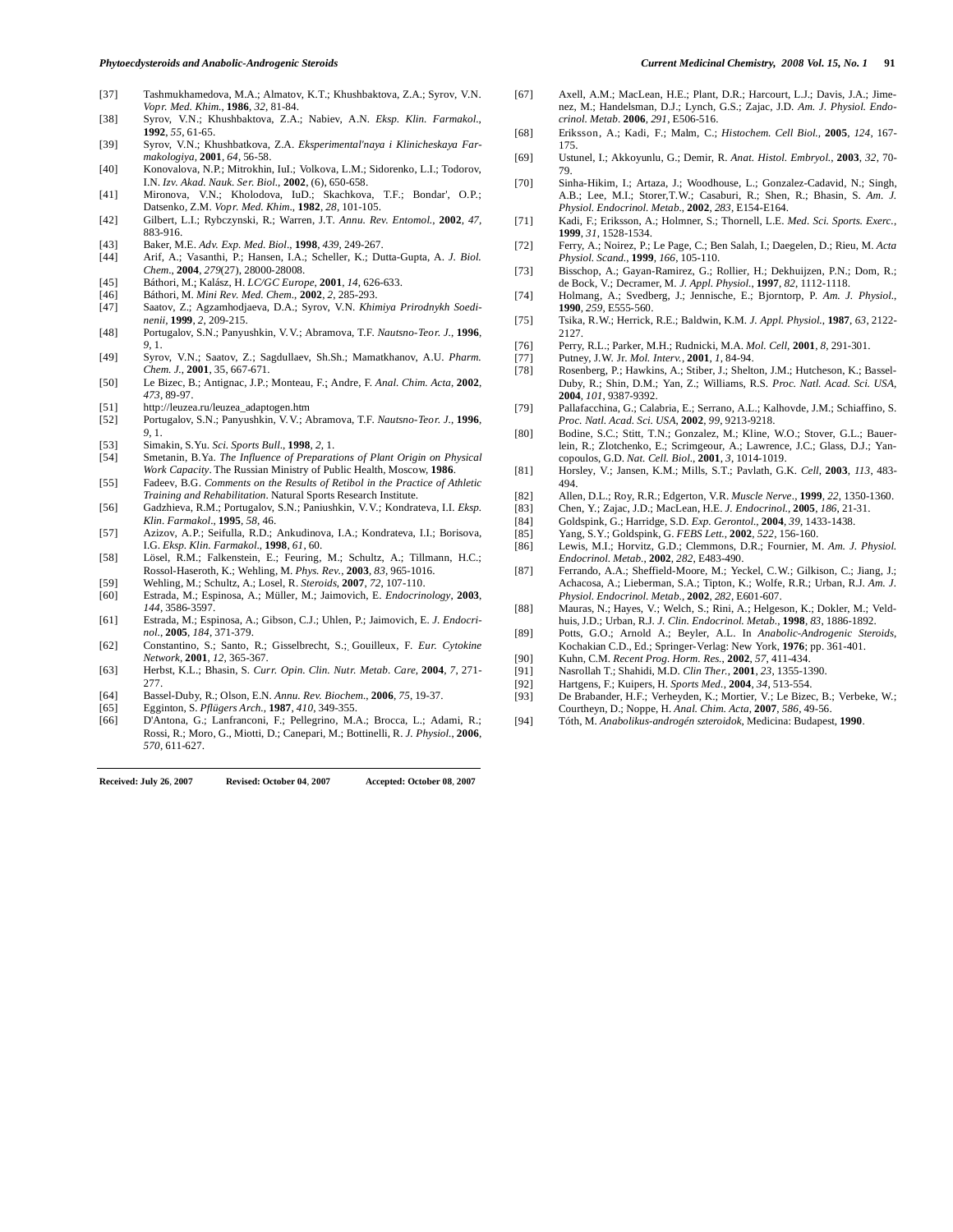[37] Tashmukhamedova, M.A.; Almatov, K.T.; Khushbaktova, Z.A.; Syrov, V.N. *Vopr. Med. Khim*., **1986**, *32*, 81-84.

[38] Syrov, V.N.; Khushbaktova, Z.A.; Nabiev, A.N. *Eksp. Klin. Farmakol*., **1992**, *55*, 61-65.

[39] Syrov, V.N.; Khushbatkova, Z.A. *Eksperimental'naya i Klinicheskaya Farmakologiya*, **2001**, *64*, 56-58.

[40] Konovalova, N.P.; Mitrokhin, IuI.; Volkova, L.M.; Sidorenko, L.I.; Todorov, I.N. *Izv. Akad. Nauk. Ser. Biol*., **2002**, (6), 650-658.

[41] Mironova, V.N.; Kholodova, IuD.; Skachkova, T.F.; Bondar', O.P.; Datsenko, Z.M. *Vopr. Med. Khim*., **1982**, *28*, 101-105.

[42] Gilbert, L.I.; Rybczynski, R.; Warren, J.T. *Annu. Rev. Entomol.*, **2002**, *47*, 883-916.

[43] Baker, M.E. *Adv. Exp. Med. Biol*., **1998**, *439*, 249-267.

[44] Arif, A.; Vasanthi, P.; Hansen, I.A.; Scheller, K.; Dutta-Gupta, A. *J. Biol. Chem*., **2004**, *279*(27), 28000-28008.

[45] Báthori, M.; Kalász, H. *LC/GC Europe*, **2001**, *14*, 626-633.

[46] Báthori, M. *Mini Rev. Med. Chem*., **2002**, *2*, 285-293.

[47] Saatov, Z.; Agzamhodjaeva, D.A.; Syrov, V.N. *Khimiya Prirodnykh Soedinenii*, **1999**, *2*, 209-215.

[48] Portugalov, S.N.; Panyushkin, V.V.; Abramova, T.F. *Nautsno-Teor. J*., **1996**, *9*, 1.

[49] Syrov, V.N.; Saatov, Z.; Sagdullaev, Sh.Sh.; Mamatkhanov, A.U. *Pharm. Chem. J*., **2001**, 35, 667-671.

[50] Le Bizec, B.; Antignac, J.P.; Monteau, F.; Andre, F. *Anal. Chim. Acta*, **2002**, *473*, 89-97.

[51] http://leuzea.ru/leuzea_adaptogen.htm

[52] Portugalov, S.N.; Panyushkin, V.V.; Abramova, T.F. *Nautsno-Teor. J*., **1996**, *9*, 1.

[53] Simakin, S.Yu. *Sci. Sports Bull*., **1998**, *2*, 1.

[54] Smetanin, B.Ya. *The Influence of Preparations of Plant Origin on Physical Work Capacity*. The Russian Ministry of Public Health, Moscow, **1986**.

[55] Fadeev, B.G. *Comments on the Results of Retibol in the Practice of Athletic Training and Rehabilitation*. Natural Sports Research Institute.

[56] Gadzhieva, R.M.; Portugalov, S.N.; Paniushkin, V.V.; Kondrateva, I.I. *Eksp. Klin. Farmakol*., **1995**, *58*, 46.

[57] Azizov, A.P.; Seifulla, R.D.; Ankudinova, I.A.; Kondrateva, I.I.; Borisova, I.G. *Eksp. Klin. Farmakol*., **1998**, *61*, 60.

[58] Lösel, R.M.; Falkenstein, E.; Feuring, M.; Schultz, A.; Tillmann, H.C.; Rossol-Haseroth, K.; Wehling, M. *Phys. Rev.*, **2003**, *83*, 965-1016.

[59] Wehling, M.; Schultz, A.; Losel, R. *Steroids*, **2007**, *72*, 107-110.

[60] Estrada, M.; Espinosa, A.; Müller, M.; Jaimovich, E. *Endocrinology*, **2003**, *144*, 3586-3597.

[61] Estrada, M.; Espinosa, A.; Gibson, C.J.; Uhlen, P.; Jaimovich, E. *J. Endocrinol.*, **2005**, *184*, 371-379.

[62] Constantino, S.; Santo, R.; Gisselbrecht, S.; Gouilleux, F. *Eur. Cytokine Network*, **2001**, *12*, 365-367.

[63] Herbst, K.L.; Bhasin, S. *Curr. Opin. Clin. Nutr. Metab. Care*, **2004**, *7*, 271-277.

[64] Bassel-Duby, R.; Olson, E.N. *Annu. Rev. Biochem*., **2006**, *75*, 19-37.

[65] Egginton, S. *Pflügers Arch.*, **1987**, *410*, 349-355.

[66] D'Antona, G.; Lanfranconi, F.; Pellegrino, M.A.; Brocca, L.; Adami, R.; Rossi, R.; Moro, G., Miotti, D.; Canepari, M.; Bottinelli, R. *J. Physiol.*, **2006**, *570*, 611-627.

[67] Axell, A.M.; MacLean, H.E.; Plant, D.R.; Harcourt, L.J.; Davis, J.A.; Jimenez, M.; Handelsman, D.J.; Lynch, G.S.; Zajac, J.D. *Am. J. Physiol. Endocrinol. Metab*. **2006**, *291*, E506-516.

[68] Eriksson, A.; Kadi, F.; Malm, C.; *Histochem. Cell Biol.*, **2005**, *124*, 167-175.

[69] Ustunel, I.; Akkoyunlu, G.; Demir, R. *Anat. Histol. Embryol.*, **2003**, *32*, 70-79.

[70] Sinha-Hikim, I.; Artaza, J.; Woodhouse, L.; Gonzalez-Cadavid, N.; Singh, A.B.; Lee, M.I.; Storer,T.W.; Casaburi, R.; Shen, R.; Bhasin, S. *Am. J. Physiol. Endocrinol. Metab*., **2002**, *283*, E154-E164.

[71] Kadi, F.; Eriksson, A.; Holmner, S.; Thornell, L.E. *Med. Sci. Sports. Exerc.*, **1999**, *31*, 1528-1534.

[72] Ferry, A.; Noirez, P.; Le Page, C.; Ben Salah, I.; Daegelen, D.; Rieu, M. *Acta Physiol. Scand.*, **1999**, *166*, 105-110.

[73] Bisschop, A.; Gayan-Ramirez, G.; Rollier, H.; Dekhuijzen, P.N.; Dom, R.; de Bock, V.; Decramer, M. *J. Appl. Physiol.*, **1997**, *82*, 1112-1118.

[74] Holmang, A.; Svedberg, J.; Jennische, E.; Bjorntorp, P. *Am. J. Physiol.*, **1990**, *259*, E555-560.

[75] Tsika, R.W.; Herrick, R.E.; Baldwin, K.M. *J. Appl. Physiol.*, **1987**, *63*, 2122-2127.

[76] Perry, R.L.; Parker, M.H.; Rudnicki, M.A. *Mol. Cell*, **2001**, *8*, 291-301.

[77] Putney, J.W. Jr. *Mol. Interv.*, **2001**, *1*, 84-94.

[78] Rosenberg, P.; Hawkins, A.; Stiber, J.; Shelton, J.M.; Hutcheson, K.; Bassel-Duby, R.; Shin, D.M.; Yan, Z.; Williams, R.S. *Proc. Natl. Acad. Sci. USA*, **2004**, *101*, 9387-9392.

[79] Pallafacchina, G.; Calabria, E.; Serrano, A.L.; Kalhovde, J.M.; Schiaffino, S. *Proc. Natl. Acad. Sci. USA*, **2002**, *99*, 9213-9218.

[80] Bodine, S.C.; Stitt, T.N.; Gonzalez, M.; Kline, W.O.; Stover, G.L.; Bauerlein, R.; Zlotchenko, E.; Scrimgeour, A.; Lawrence, J.C.; Glass, D.J.; Yancopoulos, G.D. *Nat. Cell. Biol.*, **2001**, *3*, 1014-1019.

[81] Horsley, V.; Jansen, K.M.; Mills, S.T.; Pavlath, G.K. *Cell*, **2003**, *113*, 483-494.

[82] Allen, D.L.; Roy, R.R.; Edgerton, V.R. *Muscle Nerve*., **1999**, *22*, 1350-1360.

[83] Chen, Y.; Zajac, J.D.; MacLean, H.E. *J. Endocrinol.*, **2005**, *186*, 21-31.

[84] Goldspink, G.; Harridge, S.D. *Exp. Gerontol*., **2004**, *39*, 1433-1438.

[85] Yang, S.Y.; Goldspink, G. *FEBS Lett.*, **2002**, *522*, 156-160.

[86] Lewis, M.I.; Horvitz, G.D.; Clemmons, D.R.; Fournier, M. *Am. J. Physiol. Endocrinol. Metab*., **2002**, *282*, E483-490.

[87] Ferrando, A.A.; Sheffield-Moore, M.; Yeckel, C.W.; Gilkison, C.; Jiang, J.; Achacosa, A.; Lieberman, S.A.; Tipton, K.; Wolfe, R.R.; Urban, R.J. *Am. J. Physiol. Endocrinol. Metab*., **2002**, *282*, E601-607.

[88] Mauras, N.; Hayes, V.; Welch, S.; Rini, A.; Helgeson, K.; Dokler, M.; Veldhuis, J.D.; Urban, R.J. *J. Clin. Endocrinol. Metab.*, **1998**, *83*, 1886-1892.

[89] Potts, G.O.; Arnold A.; Beyler, A.L. In *Anabolic-Androgenic Steroids*, Kochakian C.D., Ed.; Springer-Verlag: New York, **1976**; pp. 361-401.

[90] Kuhn, C.M. *Recent Prog. Horm. Res.*, **2002**, *57*, 411-434.

[91] Nasrollah T.; Shahidi, M.D. *Clin Ther.*, **2001**, *23*, 1355-1390.

[92] Hartgens, F.; Kuipers, H. *Sports Med*., **2004**, *34*, 513-554.

[93] De Brabander, H.F.; Verheyden, K.; Mortier, V.; Le Bizec, B.; Verbeke, W.; Courtheyn, D.; Noppe, H. *Anal. Chim. Acta*, **2007**, *586*, 49-56.

[94] Tóth, M. *Anabolikus-androgén szteroidok*, Medicina: Budapest, **1990**.

**Received: July 26, 2007 Revised: October 04, 2007 Accepted: October 08, 2007**